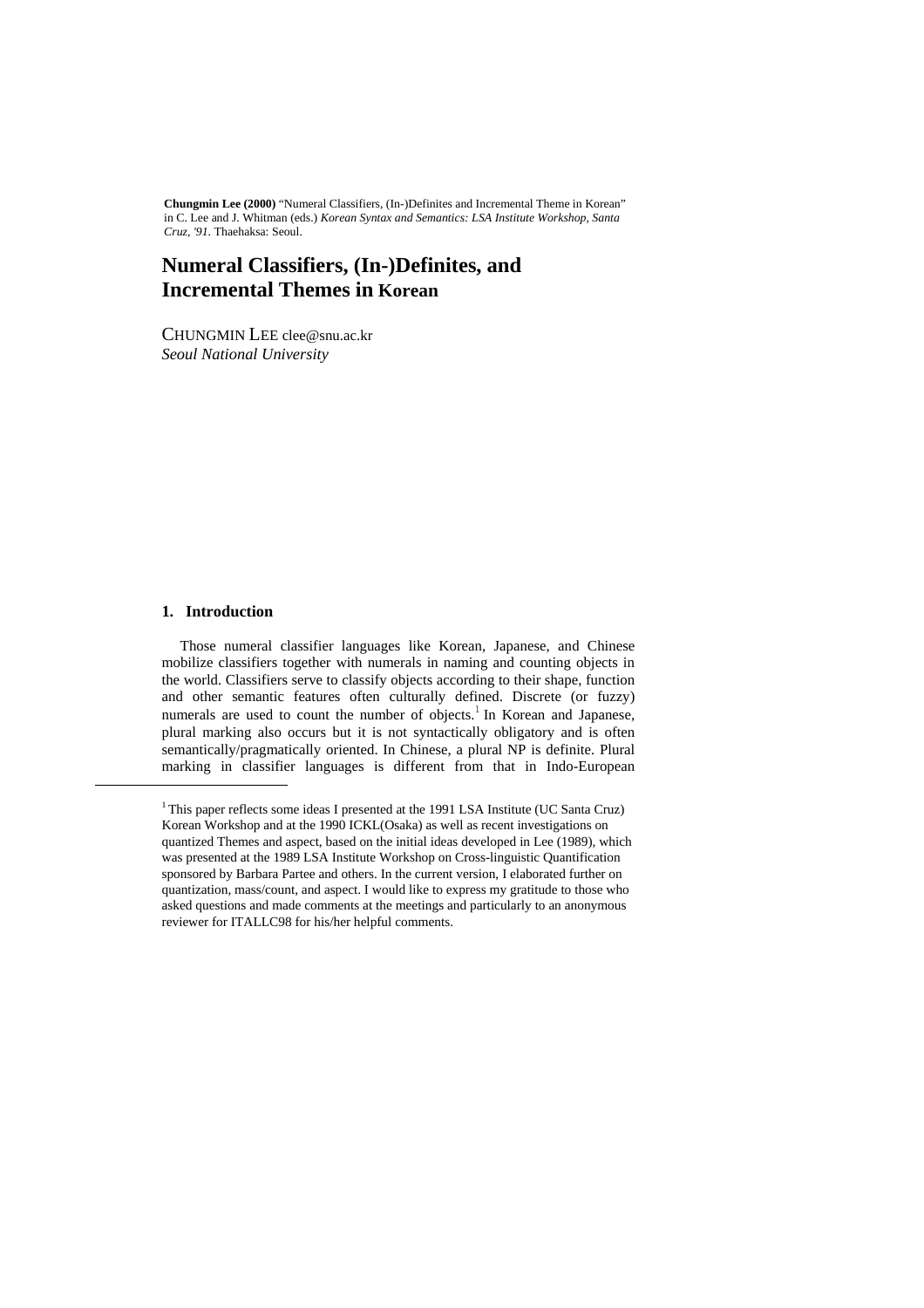**Chungmin Lee (2000)** "Numeral Classifiers, (In-)Definites and Incremental Theme in Korean" in C. Lee and J. Whitman (eds.) *Korean Syntax and Semantics: LSA Institute Workshop, Santa Cruz, '91*. Thaehaksa: Seoul.

# Numeral Classifiers, (In-)Definites, and Incremental Themes in Korean

CHUNGMIN LEE clee@snu.ac.kr
*Seoul National University*

## 1. Introduction

Those numeral classifier languages like Korean, Japanese, and Chinese mobilize classifiers together with numerals in naming and counting objects in the world. Classifiers serve to classify objects according to their shape, function and other semantic features often culturally defined. Discrete (or fuzzy) numerals are used to count the number of objects.[1] In Korean and Japanese, plural marking also occurs but it is not syntactically obligatory and is often semantically/pragmatically oriented. In Chinese, a plural NP is definite. Plural marking in classifier languages is different from that in Indo-European

[1] This paper reflects some ideas I presented at the 1991 LSA Institute (UC Santa Cruz) Korean Workshop and at the 1990 ICKL(Osaka) as well as recent investigations on quantized Themes and aspect, based on the initial ideas developed in Lee (1989), which was presented at the 1989 LSA Institute Workshop on Cross-linguistic Quantification sponsored by Barbara Partee and others. In the current version, I elaborated further on quantization, mass/count, and aspect. I would like to express my gratitude to those who asked questions and made comments at the meetings and particularly to an anonymous reviewer for ITALLC98 for his/her helpful comments.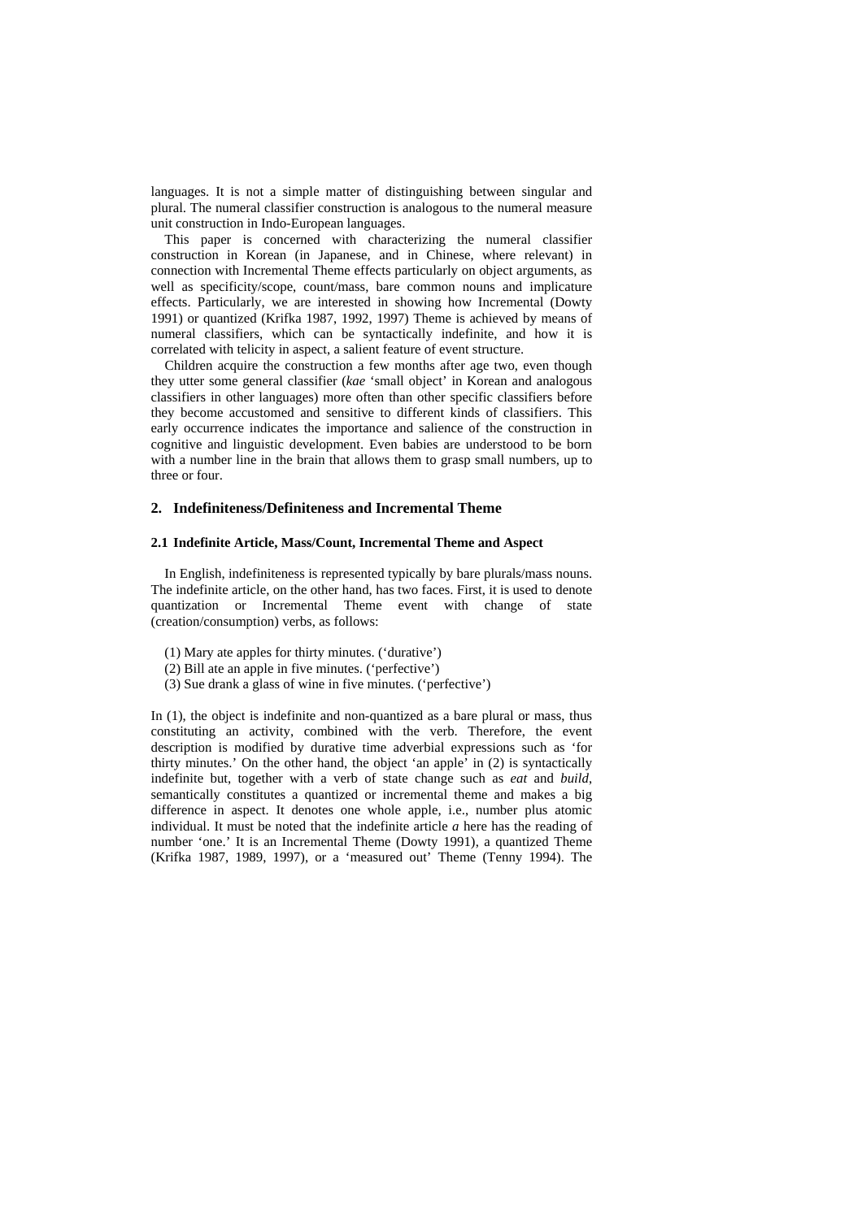languages. It is not a simple matter of distinguishing between singular and plural. The numeral classifier construction is analogous to the numeral measure unit construction in Indo-European languages.

This paper is concerned with characterizing the numeral classifier construction in Korean (in Japanese, and in Chinese, where relevant) in connection with Incremental Theme effects particularly on object arguments, as well as specificity/scope, count/mass, bare common nouns and implicature effects. Particularly, we are interested in showing how Incremental (Dowty 1991) or quantized (Krifka 1987, 1992, 1997) Theme is achieved by means of numeral classifiers, which can be syntactically indefinite, and how it is correlated with telicity in aspect, a salient feature of event structure.

Children acquire the construction a few months after age two, even though they utter some general classifier (*kae* 'small object' in Korean and analogous classifiers in other languages) more often than other specific classifiers before they become accustomed and sensitive to different kinds of classifiers. This early occurrence indicates the importance and salience of the construction in cognitive and linguistic development. Even babies are understood to be born with a number line in the brain that allows them to grasp small numbers, up to three or four.

## 2. Indefiniteness/Definiteness and Incremental Theme

### 2.1 Indefinite Article, Mass/Count, Incremental Theme and Aspect

In English, indefiniteness is represented typically by bare plurals/mass nouns. The indefinite article, on the other hand, has two faces. First, it is used to denote quantization or Incremental Theme event with change of state (creation/consumption) verbs, as follows:

(1) Mary ate apples for thirty minutes. ('durative')
(2) Bill ate an apple in five minutes. ('perfective')
(3) Sue drank a glass of wine in five minutes. ('perfective')

In (1), the object is indefinite and non-quantized as a bare plural or mass, thus constituting an activity, combined with the verb. Therefore, the event description is modified by durative time adverbial expressions such as 'for thirty minutes.' On the other hand, the object 'an apple' in (2) is syntactically indefinite but, together with a verb of state change such as *eat* and *build*, semantically constitutes a quantized or incremental theme and makes a big difference in aspect. It denotes one whole apple, i.e., number plus atomic individual. It must be noted that the indefinite article *a* here has the reading of number 'one.' It is an Incremental Theme (Dowty 1991), a quantized Theme (Krifka 1987, 1989, 1997), or a 'measured out' Theme (Tenny 1994). The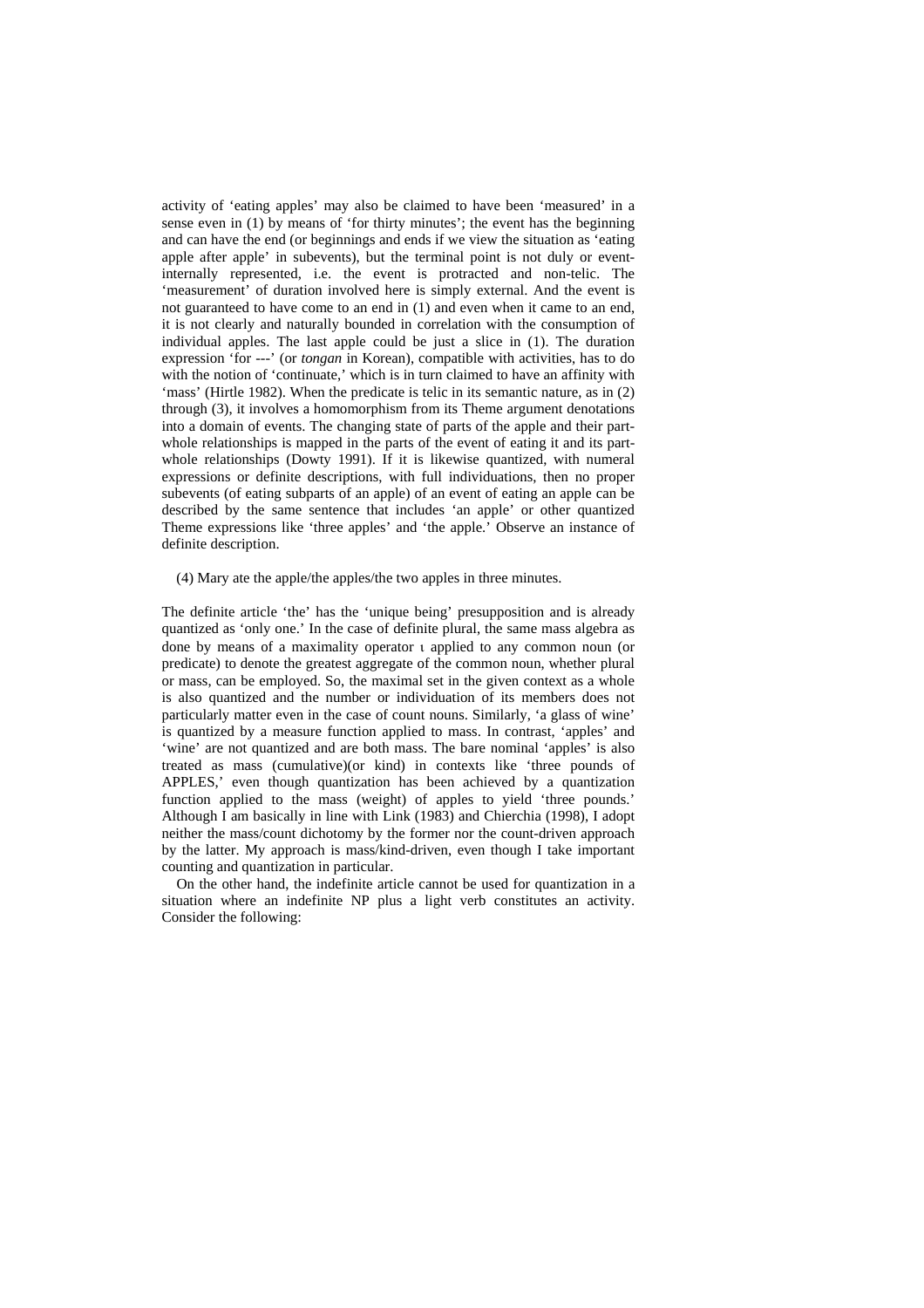activity of 'eating apples' may also be claimed to have been 'measured' in a sense even in (1) by means of 'for thirty minutes'; the event has the beginning and can have the end (or beginnings and ends if we view the situation as 'eating apple after apple' in subevents), but the terminal point is not duly or event-internally represented, i.e. the event is protracted and non-telic. The 'measurement' of duration involved here is simply external. And the event is not guaranteed to have come to an end in (1) and even when it came to an end, it is not clearly and naturally bounded in correlation with the consumption of individual apples. The last apple could be just a slice in (1). The duration expression 'for ---' (or *tongan* in Korean), compatible with activities, has to do with the notion of 'continuate,' which is in turn claimed to have an affinity with 'mass' (Hirtle 1982). When the predicate is telic in its semantic nature, as in (2) through (3), it involves a homomorphism from its Theme argument denotations into a domain of events. The changing state of parts of the apple and their part-whole relationships is mapped in the parts of the event of eating it and its part-whole relationships (Dowty 1991). If it is likewise quantized, with numeral expressions or definite descriptions, with full individuations, then no proper subevents (of eating subparts of an apple) of an event of eating an apple can be described by the same sentence that includes 'an apple' or other quantized Theme expressions like 'three apples' and 'the apple.' Observe an instance of definite description.

(4) Mary ate the apple/the apples/the two apples in three minutes.

The definite article 'the' has the 'unique being' presupposition and is already quantized as 'only one.' In the case of definite plural, the same mass algebra as done by means of a maximality operator $\iota$ applied to any common noun (or predicate) to denote the greatest aggregate of the common noun, whether plural or mass, can be employed. So, the maximal set in the given context as a whole is also quantized and the number or individuation of its members does not particularly matter even in the case of count nouns. Similarly, 'a glass of wine' is quantized by a measure function applied to mass. In contrast, 'apples' and 'wine' are not quantized and are both mass. The bare nominal 'apples' is also treated as mass (cumulative)(or kind) in contexts like 'three pounds of APPLES,' even though quantization has been achieved by a quantization function applied to the mass (weight) of apples to yield 'three pounds.' Although I am basically in line with Link (1983) and Chierchia (1998), I adopt neither the mass/count dichotomy by the former nor the count-driven approach by the latter. My approach is mass/kind-driven, even though I take important counting and quantization in particular.

On the other hand, the indefinite article cannot be used for quantization in a situation where an indefinite NP plus a light verb constitutes an activity. Consider the following: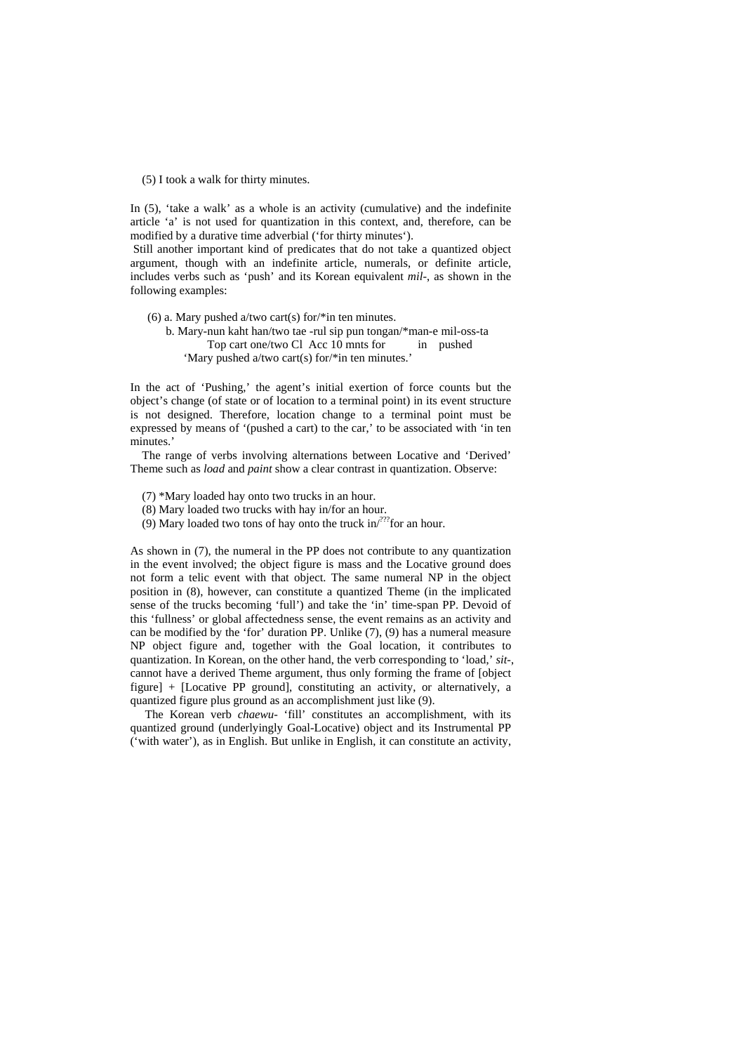(5) I took a walk for thirty minutes.

In (5), 'take a walk' as a whole is an activity (cumulative) and the indefinite article 'a' is not used for quantization in this context, and, therefore, can be modified by a durative time adverbial ('for thirty minutes').

Still another important kind of predicates that do not take a quantized object argument, though with an indefinite article, numerals, or definite article, includes verbs such as 'push' and its Korean equivalent *mil-*, as shown in the following examples:

(6) a. Mary pushed a/two cart(s) for/*in ten minutes.
   b. Mary-nun kaht han/two tae -rul sip pun tongan/*man-e mil-oss-ta
      Top cart one/two Cl Acc 10 mnts for in pushed
      'Mary pushed a/two cart(s) for/*in ten minutes.'

In the act of 'Pushing,' the agent's initial exertion of force counts but the object's change (of state or of location to a terminal point) in its event structure is not designed. Therefore, location change to a terminal point must be expressed by means of '(pushed a cart) to the car,' to be associated with 'in ten minutes.'

The range of verbs involving alternations between Locative and 'Derived' Theme such as *load* and *paint* show a clear contrast in quantization. Observe:

(7) *Mary loaded hay onto two trucks in an hour.
(8) Mary loaded two trucks with hay in/for an hour.
(9) Mary loaded two tons of hay onto the truck in/$^{???}$for an hour.

As shown in (7), the numeral in the PP does not contribute to any quantization in the event involved; the object figure is mass and the Locative ground does not form a telic event with that object. The same numeral NP in the object position in (8), however, can constitute a quantized Theme (in the implicated sense of the trucks becoming 'full') and take the 'in' time-span PP. Devoid of this 'fullness' or global affectedness sense, the event remains as an activity and can be modified by the 'for' duration PP. Unlike (7), (9) has a numeral measure NP object figure and, together with the Goal location, it contributes to quantization. In Korean, on the other hand, the verb corresponding to 'load,' *sit-*, cannot have a derived Theme argument, thus only forming the frame of [object figure] + [Locative PP ground], constituting an activity, or alternatively, a quantized figure plus ground as an accomplishment just like (9).

The Korean verb *chaewu-* 'fill' constitutes an accomplishment, with its quantized ground (underlyingly Goal-Locative) object and its Instrumental PP ('with water'), as in English. But unlike in English, it can constitute an activity,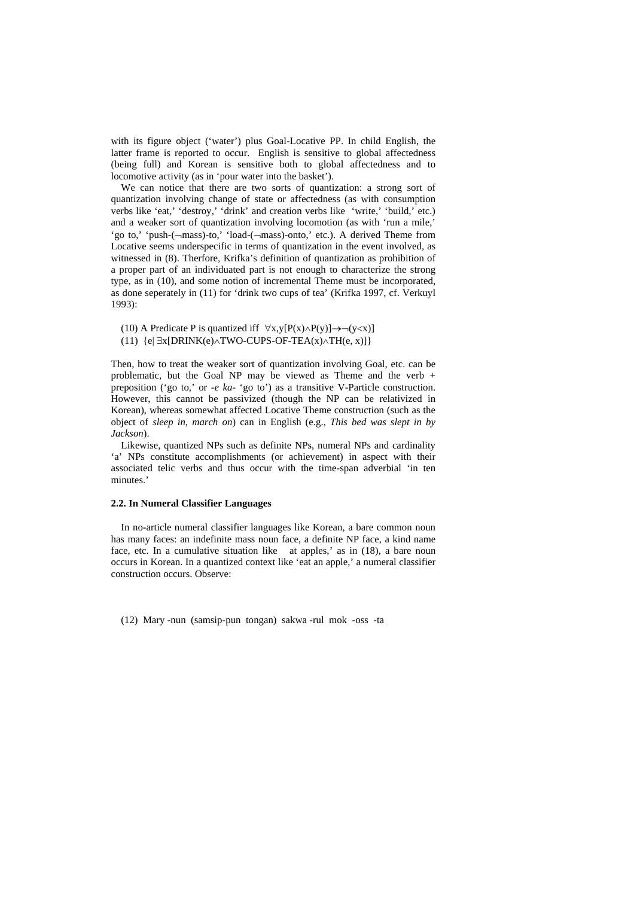with its figure object ('water') plus Goal-Locative PP. In child English, the latter frame is reported to occur. English is sensitive to global affectedness (being full) and Korean is sensitive both to global affectedness and to locomotive activity (as in 'pour water into the basket').

We can notice that there are two sorts of quantization: a strong sort of quantization involving change of state or affectedness (as with consumption verbs like 'eat,' 'destroy,' 'drink' and creation verbs like 'write,' 'build,' etc.) and a weaker sort of quantization involving locomotion (as with 'run a mile,' 'go to,' 'push-(¬mass)-to,' 'load-(¬mass)-onto,' etc.). A derived Theme from Locative seems underspecific in terms of quantization in the event involved, as witnessed in (8). Therfore, Krifka's definition of quantization as prohibition of a proper part of an individuated part is not enough to characterize the strong type, as in (10), and some notion of incremental Theme must be incorporated, as done seperately in (11) for 'drink two cups of tea' (Krifka 1997, cf. Verkuyl 1993):

(10) A Predicate P is quantized iff $\forall x,y[P(x) \wedge P(y)] \rightarrow \neg(y<x)]$

(11) $\{e| \exists x[\text{DRINK}(e) \wedge \text{TWO-CUPS-OF-TEA}(x) \wedge \text{TH}(e, x)]\}$

Then, how to treat the weaker sort of quantization involving Goal, etc. can be problematic, but the Goal NP may be viewed as Theme and the verb + preposition ('go to,' or *-e ka-* 'go to') as a transitive V-Particle construction. However, this cannot be passivized (though the NP can be relativized in Korean), whereas somewhat affected Locative Theme construction (such as the object of *sleep in*, *march on*) can in English (e.g., *This bed was slept in by Jackson*).

Likewise, quantized NPs such as definite NPs, numeral NPs and cardinality 'a' NPs constitute accomplishments (or achievement) in aspect with their associated telic verbs and thus occur with the time-span adverbial 'in ten minutes.'

### 2.2. In Numeral Classifier Languages

In no-article numeral classifier languages like Korean, a bare common noun has many faces: an indefinite mass noun face, a definite NP face, a kind name face, etc. In a cumulative situation like at apples,' as in (18), a bare noun occurs in Korean. In a quantized context like 'eat an apple,' a numeral classifier construction occurs. Observe:

(12) Mary -nun (samsip-pun tongan) sakwa -rul mok -oss -ta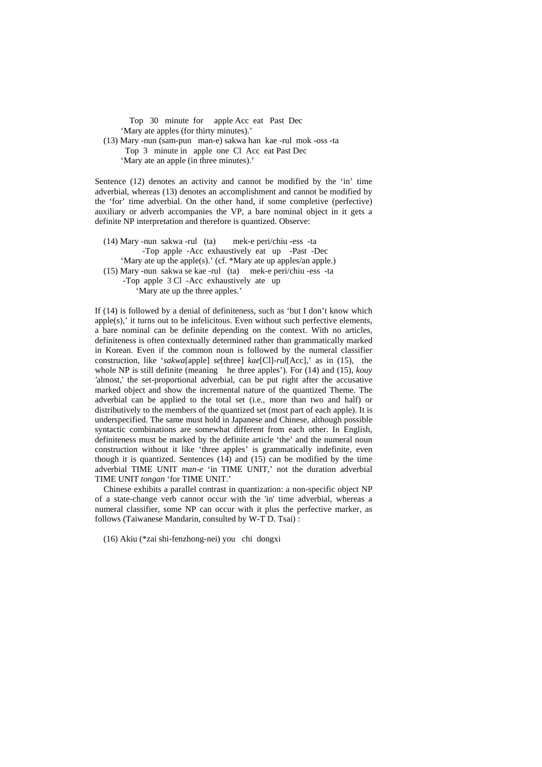Top   30   minute  for     apple Acc  eat   Past  Dec
    'Mary ate apples (for thirty minutes).'

(13) Mary -nun (sam-pun   man-e) sakwa han  kae -rul  mok -oss -ta
    Top  3   minute in   apple  one  Cl  Acc  eat Past Dec
    'Mary ate an apple (in three minutes).'

Sentence (12) denotes an activity and cannot be modified by the 'in' time adverbial, whereas (13) denotes an accomplishment and cannot be modified by the 'for' time adverbial. On the other hand, if some completive (perfective) auxiliary or adverb accompanies the VP, a bare nominal object in it gets a definite NP interpretation and therefore is quantized. Observe:

(14) Mary -nun  sakwa -rul   (ta)       mek-e peri/chiu -ess  -ta
    -Top  apple  -Acc  exhaustively  eat   up    -Past  -Dec
    'Mary ate up the apple(s).' (cf. *Mary ate up apples/an apple.)

(15) Mary -nun  sakwa se kae -rul   (ta)     mek-e peri/chiu -ess  -ta
    -Top  apple  3 Cl  -Acc  exhaustively  ate   up
    'Mary ate up the three apples.'

If (14) is followed by a denial of definiteness, such as 'but I don't know which apple(s),' it turns out to be infelicitous. Even without such perfective elements, a bare nominal can be definite depending on the context. With no articles, definiteness is often contextually determined rather than grammatically marked in Korean. Even if the common noun is followed by the numeral classifier construction, like '*sakwa*[apple] *se*[three] *kae*[Cl]-*rul*[Acc],' as in (15), the whole NP is still definite (meaning  he three apples'). For (14) and (15), *kouy* 'almost,' the set-proportional adverbial, can be put right after the accusative marked object and show the incremental nature of the quantized Theme. The adverbial can be applied to the total set (i.e., more than two and half) or distributively to the members of the quantized set (most part of each apple). It is underspecified. The same must hold in Japanese and Chinese, although possible syntactic combinations are somewhat different from each other. In English, definiteness must be marked by the definite article 'the' and the numeral noun construction without it like 'three apples' is grammatically indefinite, even though it is quantized. Sentences (14) and (15) can be modified by the time adverbial TIME UNIT *man-e* 'in TIME UNIT,' not the duration adverbial TIME UNIT *tongan* 'for TIME UNIT.'

Chinese exhibits a parallel contrast in quantization: a non-specific object NP of a state-change verb cannot occur with the 'in' time adverbial, whereas a numeral classifier, some NP can occur with it plus the perfective marker, as follows (Taiwanese Mandarin, consulted by W-T D. Tsai) :

(16) Akiu (*zai shi-fenzhong-nei) you   chi  dongxi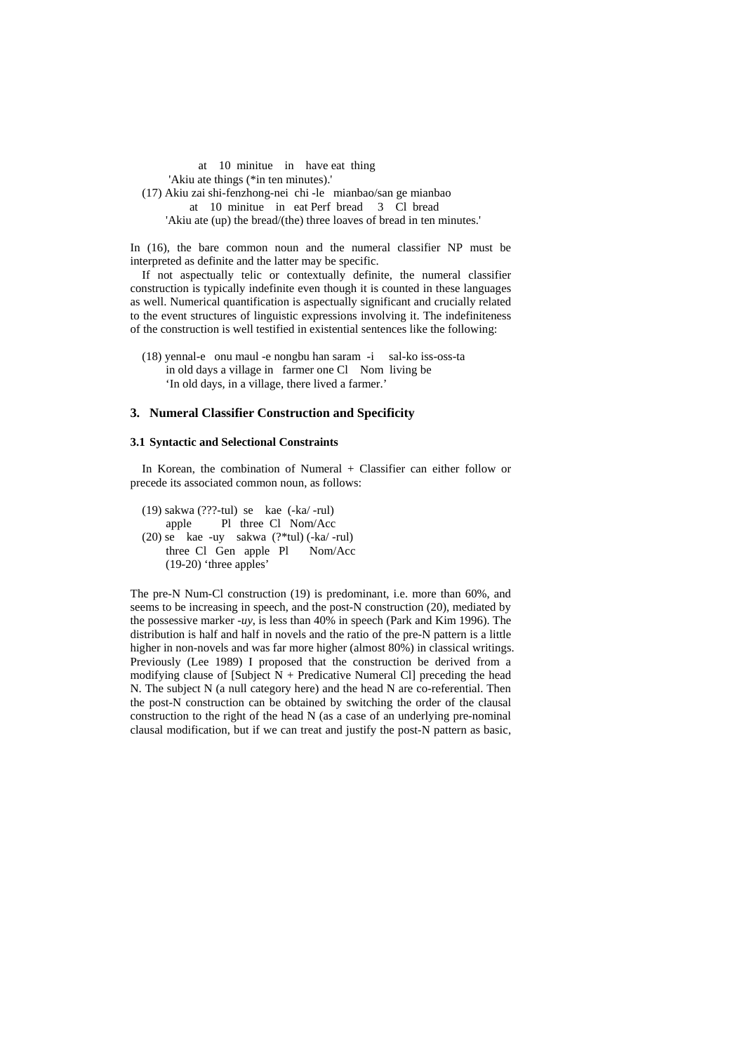at 10 minitue in have eat thing
'Akiu ate things (*in ten minutes).'

(17) Akiu zai shi-fenzhong-nei chi -le mianbao/san ge mianbao
at 10 minitue in eat Perf bread 3 Cl bread
'Akiu ate (up) the bread/(the) three loaves of bread in ten minutes.'

In (16), the bare common noun and the numeral classifier NP must be interpreted as definite and the latter may be specific.

If not aspectually telic or contextually definite, the numeral classifier construction is typically indefinite even though it is counted in these languages as well. Numerical quantification is aspectually significant and crucially related to the event structures of linguistic expressions involving it. The indefiniteness of the construction is well testified in existential sentences like the following:

(18) yennal-e onu maul -e nongbu han saram -i sal-ko iss-oss-ta
in old days a village in farmer one Cl Nom living be
'In old days, in a village, there lived a farmer.'

## 3. Numeral Classifier Construction and Specificity

### 3.1 Syntactic and Selectional Constraints

In Korean, the combination of Numeral + Classifier can either follow or precede its associated common noun, as follows:

(19) sakwa (???-tul) se kae (-ka/ -rul)
apple Pl three Cl Nom/Acc

(20) se kae -uy sakwa (?*tul) (-ka/ -rul)
three Cl Gen apple Pl Nom/Acc
(19-20) 'three apples'

The pre-N Num-Cl construction (19) is predominant, i.e. more than 60%, and seems to be increasing in speech, and the post-N construction (20), mediated by the possessive marker *-uy*, is less than 40% in speech (Park and Kim 1996). The distribution is half and half in novels and the ratio of the pre-N pattern is a little higher in non-novels and was far more higher (almost 80%) in classical writings. Previously (Lee 1989) I proposed that the construction be derived from a modifying clause of [Subject N + Predicative Numeral Cl] preceding the head N. The subject N (a null category here) and the head N are co-referential. Then the post-N construction can be obtained by switching the order of the clausal construction to the right of the head N (as a case of an underlying pre-nominal clausal modification, but if we can treat and justify the post-N pattern as basic,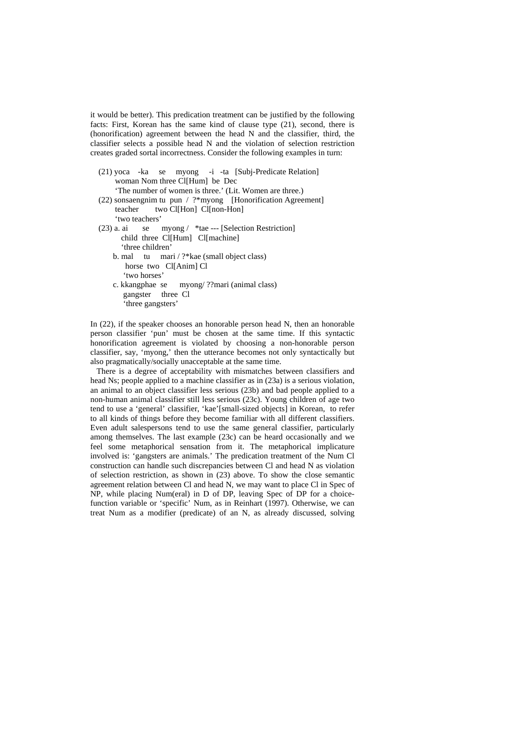it would be better). This predication treatment can be justified by the following facts: First, Korean has the same kind of clause type (21), second, there is (honorification) agreement between the head N and the classifier, third, the classifier selects a possible head N and the violation of selection restriction creates graded sortal incorrectness. Consider the following examples in turn:

(21) yoca -ka se myong -i -ta [Subj-Predicate Relation]
 woman Nom three Cl[Hum] be Dec
 'The number of women is three.' (Lit. Women are three.)

(22) sonsaengnim tu pun / ?*myong [Honorification Agreement]
 teacher two Cl[Hon] Cl[non-Hon]
 'two teachers'

(23) a. ai se myong / *tae --- [Selection Restriction]
 child three Cl[Hum] Cl[machine]
 'three children'

 b. mal tu mari / ?*kae (small object class)
 horse two Cl[Anim] Cl
 'two horses'

 c. kkangphae se myong/ ??mari (animal class)
 gangster three Cl
 'three gangsters'

In (22), if the speaker chooses an honorable person head N, then an honorable person classifier 'pun' must be chosen at the same time. If this syntactic honorification agreement is violated by choosing a non-honorable person classifier, say, 'myong,' then the utterance becomes not only syntactically but also pragmatically/socially unacceptable at the same time.

There is a degree of acceptability with mismatches between classifiers and head Ns; people applied to a machine classifier as in (23a) is a serious violation, an animal to an object classifier less serious (23b) and bad people applied to a non-human animal classifier still less serious (23c). Young children of age two tend to use a 'general' classifier, 'kae'[small-sized objects] in Korean, to refer to all kinds of things before they become familiar with all different classifiers. Even adult salespersons tend to use the same general classifier, particularly among themselves. The last example (23c) can be heard occasionally and we feel some metaphorical sensation from it. The metaphorical implicature involved is: 'gangsters are animals.' The predication treatment of the Num Cl construction can handle such discrepancies between Cl and head N as violation of selection restriction, as shown in (23) above. To show the close semantic agreement relation between Cl and head N, we may want to place Cl in Spec of NP, while placing Num(eral) in D of DP, leaving Spec of DP for a choice-function variable or 'specific' Num, as in Reinhart (1997). Otherwise, we can treat Num as a modifier (predicate) of an N, as already discussed, solving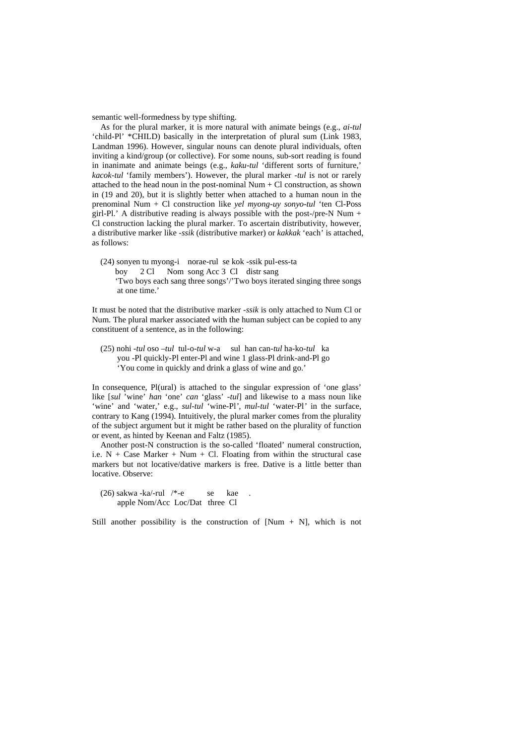semantic well-formedness by type shifting.

As for the plural marker, it is more natural with animate beings (e.g., *ai-tul* 'child-Pl' *CHILD) basically in the interpretation of plural sum (Link 1983, Landman 1996). However, singular nouns can denote plural individuals, often inviting a kind/group (or collective). For some nouns, sub-sort reading is found in inanimate and animate beings (e.g., *kaku-tul* 'different sorts of furniture,' *kacok-tul* 'family members'). However, the plural marker *-tul* is not or rarely attached to the head noun in the post-nominal Num + Cl construction, as shown in (19 and 20), but it is slightly better when attached to a human noun in the prenominal Num + Cl construction like *yel myong-uy sonyo-tul* 'ten Cl-Poss girl-Pl.' A distributive reading is always possible with the post-/pre-N Num + Cl construction lacking the plural marker. To ascertain distributivity, however, a distributive marker like *-ssik* (distributive marker) or *kakkak* 'each' is attached, as follows:

(24) sonyen tu myong-i   norae-rul  se kok -ssik pul-ess-ta
     boy     2 Cl     Nom  song Acc 3  Cl   distr sang
     'Two boys each sang three songs'/'Two boys iterated singing three songs at one time.'

It must be noted that the distributive marker *-ssik* is only attached to Num Cl or Num. The plural marker associated with the human subject can be copied to any constituent of a sentence, as in the following:

(25) nohi -*tul* oso –*tul* tul-o-*tul* w-a    sul  han can-*tul* ha-ko-*tul*  ka
     you -Pl quickly-Pl enter-Pl and wine 1 glass-Pl drink-and-Pl go
     'You come in quickly and drink a glass of wine and go.'

In consequence, Pl(ural) is attached to the singular expression of 'one glass' like [*sul* 'wine' *han* 'one' *can* 'glass' *-tul*] and likewise to a mass noun like 'wine' and 'water,' e.g., *sul-tul* 'wine-Pl', *mul-tul* 'water-Pl' in the surface, contrary to Kang (1994). Intuitively, the plural marker comes from the plurality of the subject argument but it might be rather based on the plurality of function or event, as hinted by Keenan and Faltz (1985).

Another post-N construction is the so-called 'floated' numeral construction, i.e. N + Case Marker + Num + Cl. Floating from within the structural case markers but not locative/dative markers is free. Dative is a little better than locative. Observe:

(26) sakwa -ka/-rul  /*-e        se     kae   .
     apple Nom/Acc  Loc/Dat  three  Cl

Still another possibility is the construction of [Num + N], which is not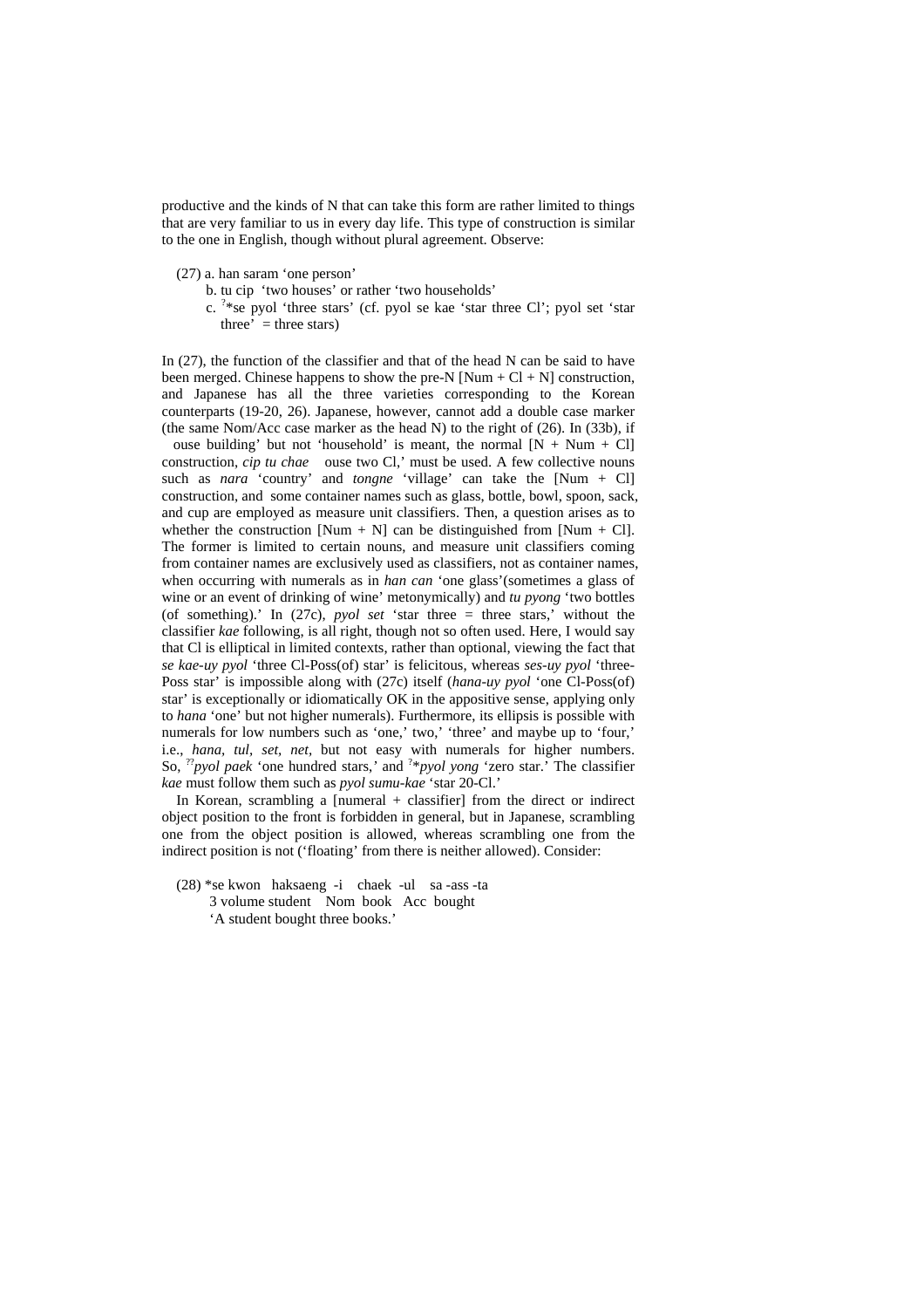productive and the kinds of N that can take this form are rather limited to things that are very familiar to us in every day life. This type of construction is similar to the one in English, though without plural agreement. Observe:

(27) a. han saram 'one person'
&nbsp;&nbsp;&nbsp;&nbsp;&nbsp;b. tu cip 'two houses' or rather 'two households'
&nbsp;&nbsp;&nbsp;&nbsp;&nbsp;c. ?*se pyol 'three stars' (cf. pyol se kae 'star three Cl'; pyol set 'star three' = three stars)

In (27), the function of the classifier and that of the head N can be said to have been merged. Chinese happens to show the pre-N [Num + Cl + N] construction, and Japanese has all the three varieties corresponding to the Korean counterparts (19-20, 26). Japanese, however, cannot add a double case marker (the same Nom/Acc case marker as the head N) to the right of (26). In (33b), if ouse building' but not 'household' is meant, the normal [N + Num + Cl] construction, *cip tu chae* ouse two Cl,' must be used. A few collective nouns such as *nara* 'country' and *tongne* 'village' can take the [Num + Cl] construction, and some container names such as glass, bottle, bowl, spoon, sack, and cup are employed as measure unit classifiers. Then, a question arises as to whether the construction [Num + N] can be distinguished from [Num + Cl]. The former is limited to certain nouns, and measure unit classifiers coming from container names are exclusively used as classifiers, not as container names, when occurring with numerals as in *han can* 'one glass'(sometimes a glass of wine or an event of drinking of wine' metonymically) and *tu pyong* 'two bottles (of something).' In (27c), *pyol set* 'star three = three stars,' without the classifier *kae* following, is all right, though not so often used. Here, I would say that Cl is elliptical in limited contexts, rather than optional, viewing the fact that *se kae-uy pyol* 'three Cl-Poss(of) star' is felicitous, whereas *ses-uy pyol* 'three-Poss star' is impossible along with (27c) itself (*hana-uy pyol* 'one Cl-Poss(of) star' is exceptionally or idiomatically OK in the appositive sense, applying only to *hana* 'one' but not higher numerals). Furthermore, its ellipsis is possible with numerals for low numbers such as 'one,' two,' 'three' and maybe up to 'four,' i.e., *hana, tul, set, net*, but not easy with numerals for higher numbers. So, ??*pyol paek* 'one hundred stars,' and ?**pyol yong* 'zero star.' The classifier *kae* must follow them such as *pyol sumu-kae* 'star 20-Cl.'

In Korean, scrambling a [numeral + classifier] from the direct or indirect object position to the front is forbidden in general, but in Japanese, scrambling one from the object position is allowed, whereas scrambling one from the indirect position is not ('floating' from there is neither allowed). Consider:

(28) *se kwon haksaeng -i chaek -ul sa -ass -ta
&nbsp;&nbsp;&nbsp;&nbsp;&nbsp;3 volume student Nom book Acc bought
&nbsp;&nbsp;&nbsp;&nbsp;&nbsp;'A student bought three books.'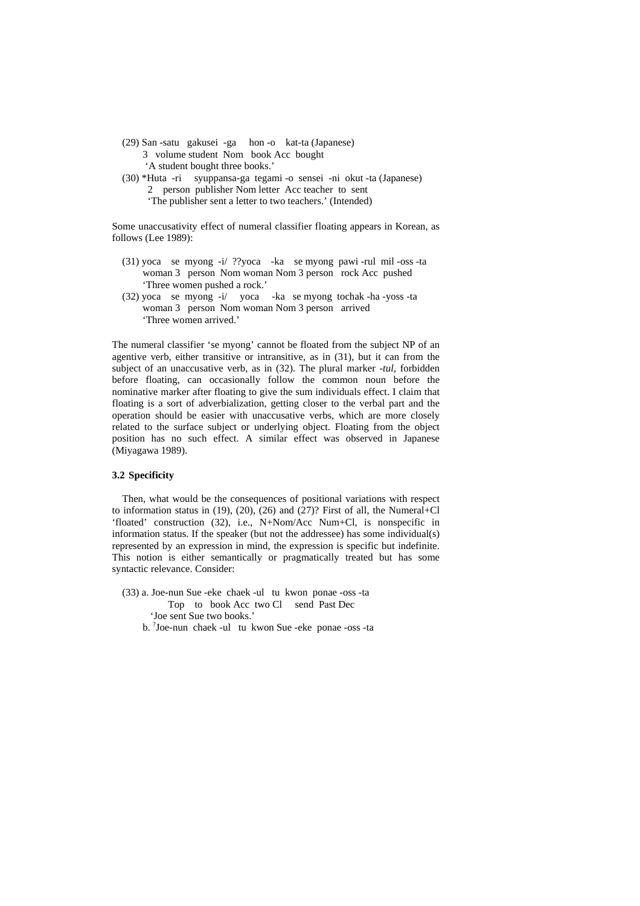(29) San -satu gakusei -ga hon -o kat-ta (Japanese)
3 volume student Nom book Acc bought
'A student bought three books.'

(30) *Huta -ri syuppansa-ga tegami -o sensei -ni okut -ta (Japanese)
2 person publisher Nom letter Acc teacher to sent
'The publisher sent a letter to two teachers.' (Intended)

Some unaccusativity effect of numeral classifier floating appears in Korean, as follows (Lee 1989):

(31) yoca se myong -i/ ??yoca -ka se myong pawi -rul mil -oss -ta
woman 3 person Nom woman Nom 3 person rock Acc pushed
'Three women pushed a rock.'

(32) yoca se myong -i/ yoca -ka se myong tochak -ha -yoss -ta
woman 3 person Nom woman Nom 3 person arrived
'Three women arrived.'

The numeral classifier 'se myong' cannot be floated from the subject NP of an agentive verb, either transitive or intransitive, as in (31), but it can from the subject of an unaccusative verb, as in (32). The plural marker *-tul*, forbidden before floating, can occasionally follow the common noun before the nominative marker after floating to give the sum individuals effect. I claim that floating is a sort of adverbialization, getting closer to the verbal part and the operation should be easier with unaccusative verbs, which are more closely related to the surface subject or underlying object. Floating from the object position has no such effect. A similar effect was observed in Japanese (Miyagawa 1989).

### 3.2 Specificity

Then, what would be the consequences of positional variations with respect to information status in (19), (20), (26) and (27)? First of all, the Numeral+Cl 'floated' construction (32), i.e., N+Nom/Acc Num+Cl, is nonspecific in information status. If the speaker (but not the addressee) has some individual(s) represented by an expression in mind, the expression is specific but indefinite. This notion is either semantically or pragmatically treated but has some syntactic relevance. Consider:

(33) a. Joe-nun Sue -eke chaek -ul tu kwon ponae -oss -ta
Top to book Acc two Cl send Past Dec
'Joe sent Sue two books.'

b. [?]Joe-nun chaek -ul tu kwon Sue -eke ponae -oss -ta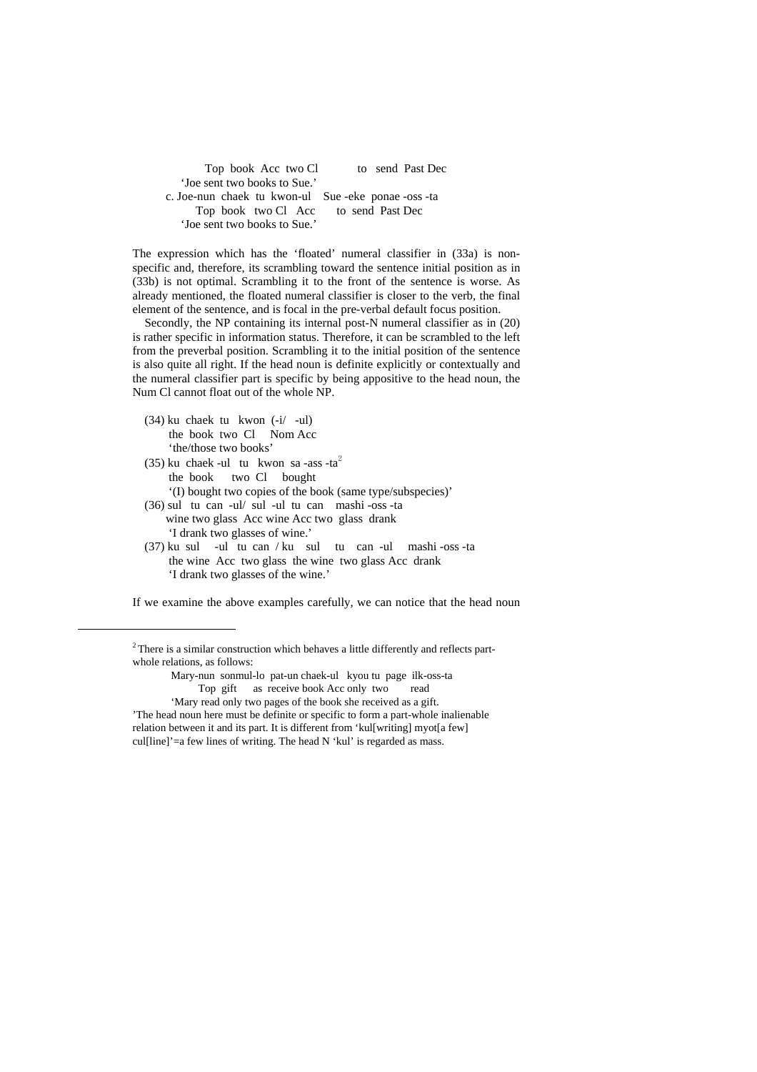Top book Acc two Cl to send Past Dec

'Joe sent two books to Sue.'

c. Joe-nun chaek tu kwon-ul Sue -eke ponae -oss -ta

Top book two Cl Acc to send Past Dec

'Joe sent two books to Sue.'

The expression which has the 'floated' numeral classifier in (33a) is non-specific and, therefore, its scrambling toward the sentence initial position as in (33b) is not optimal. Scrambling it to the front of the sentence is worse. As already mentioned, the floated numeral classifier is closer to the verb, the final element of the sentence, and is focal in the pre-verbal default focus position.

Secondly, the NP containing its internal post-N numeral classifier as in (20) is rather specific in information status. Therefore, it can be scrambled to the left from the preverbal position. Scrambling it to the initial position of the sentence is also quite all right. If the head noun is definite explicitly or contextually and the numeral classifier part is specific by being appositive to the head noun, the Num Cl cannot float out of the whole NP.

(34) ku chaek tu kwon (-i/ -ul)

the book two Cl Nom Acc

'the/those two books'

(35) ku chaek -ul tu kwon sa -ass -ta[2]

the book two Cl bought

'(I) bought two copies of the book (same type/subspecies)'

(36) sul tu can -ul/ sul -ul tu can mashi -oss -ta

wine two glass Acc wine Acc two glass drank

'I drank two glasses of wine.'

(37) ku sul -ul tu can / ku sul tu can -ul mashi -oss -ta

the wine Acc two glass the wine two glass Acc drank

'I drank two glasses of the wine.'

If we examine the above examples carefully, we can notice that the head noun

---

[2] There is a similar construction which behaves a little differently and reflects part-whole relations, as follows:

Mary-nun sonmul-lo pat-un chaek-ul kyou tu page ilk-oss-ta

Top gift as receive book Acc only two read

'Mary read only two pages of the book she received as a gift.

'The head noun here must be definite or specific to form a part-whole inalienable relation between it and its part. It is different from 'kul[writing] myot[a few] cul[line]'=a few lines of writing. The head N 'kul' is regarded as mass.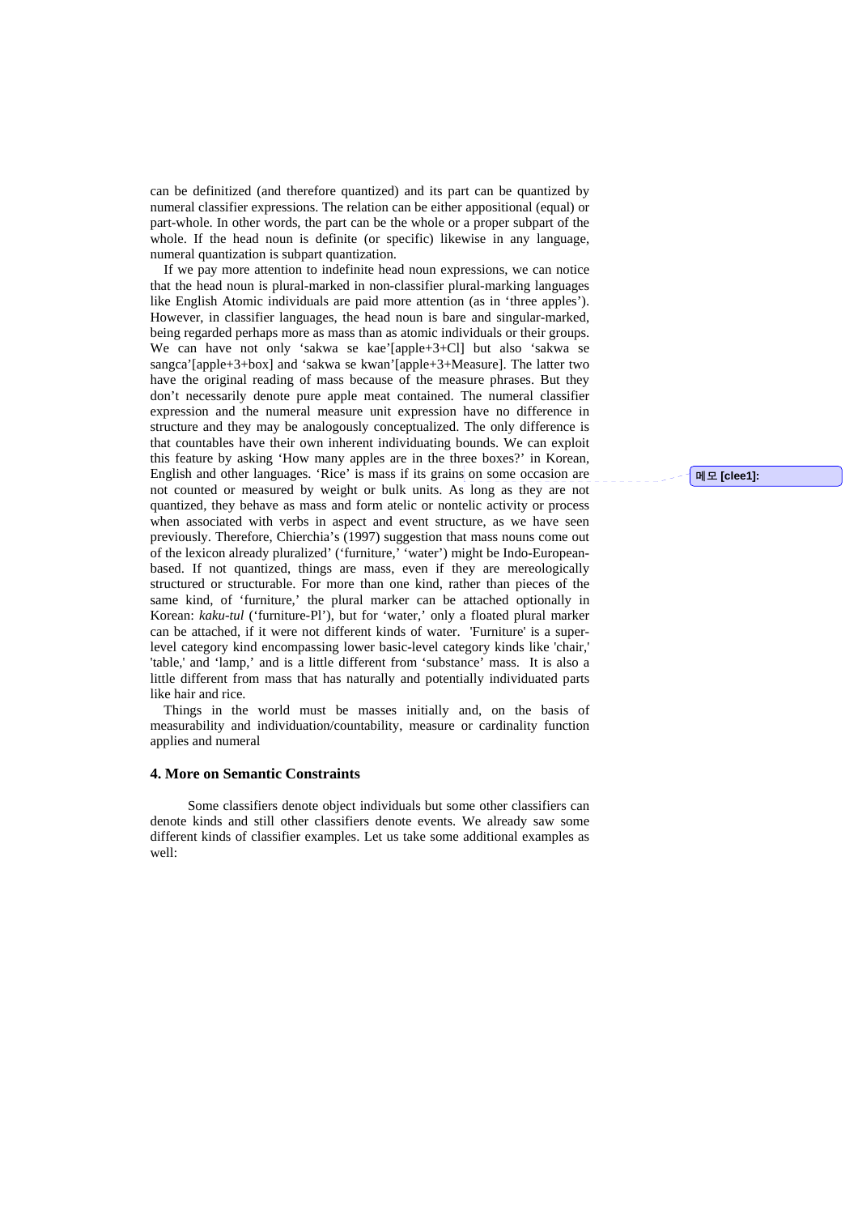can be definitized (and therefore quantized) and its part can be quantized by numeral classifier expressions. The relation can be either appositional (equal) or part-whole. In other words, the part can be the whole or a proper subpart of the whole. If the head noun is definite (or specific) likewise in any language, numeral quantization is subpart quantization.

If we pay more attention to indefinite head noun expressions, we can notice that the head noun is plural-marked in non-classifier plural-marking languages like English Atomic individuals are paid more attention (as in 'three apples'). However, in classifier languages, the head noun is bare and singular-marked, being regarded perhaps more as mass than as atomic individuals or their groups. We can have not only 'sakwa se kae'[apple+3+Cl] but also 'sakwa se sangca'[apple+3+box] and 'sakwa se kwan'[apple+3+Measure]. The latter two have the original reading of mass because of the measure phrases. But they don't necessarily denote pure apple meat contained. The numeral classifier expression and the numeral measure unit expression have no difference in structure and they may be analogously conceptualized. The only difference is that countables have their own inherent individuating bounds. We can exploit this feature by asking 'How many apples are in the three boxes?' in Korean, English and other languages. 'Rice' is mass if its grains on some occasion are not counted or measured by weight or bulk units. As long as they are not quantized, they behave as mass and form atelic or nontelic activity or process when associated with verbs in aspect and event structure, as we have seen previously. Therefore, Chierchia's (1997) suggestion that mass nouns come out of the lexicon already pluralized' ('furniture,' 'water') might be Indo-European-based. If not quantized, things are mass, even if they are mereologically structured or structurable. For more than one kind, rather than pieces of the same kind, of 'furniture,' the plural marker can be attached optionally in Korean: *kaku-tul* ('furniture-Pl'), but for 'water,' only a floated plural marker can be attached, if it were not different kinds of water. 'Furniture' is a super-level category kind encompassing lower basic-level category kinds like 'chair,' 'table,' and 'lamp,' and is a little different from 'substance' mass. It is also a little different from mass that has naturally and potentially individuated parts like hair and rice.

Things in the world must be masses initially and, on the basis of measurability and individuation/countability, measure or cardinality function applies and numeral

메모 [clee1]:

## 4. More on Semantic Constraints

Some classifiers denote object individuals but some other classifiers can denote kinds and still other classifiers denote events. We already saw some different kinds of classifier examples. Let us take some additional examples as well: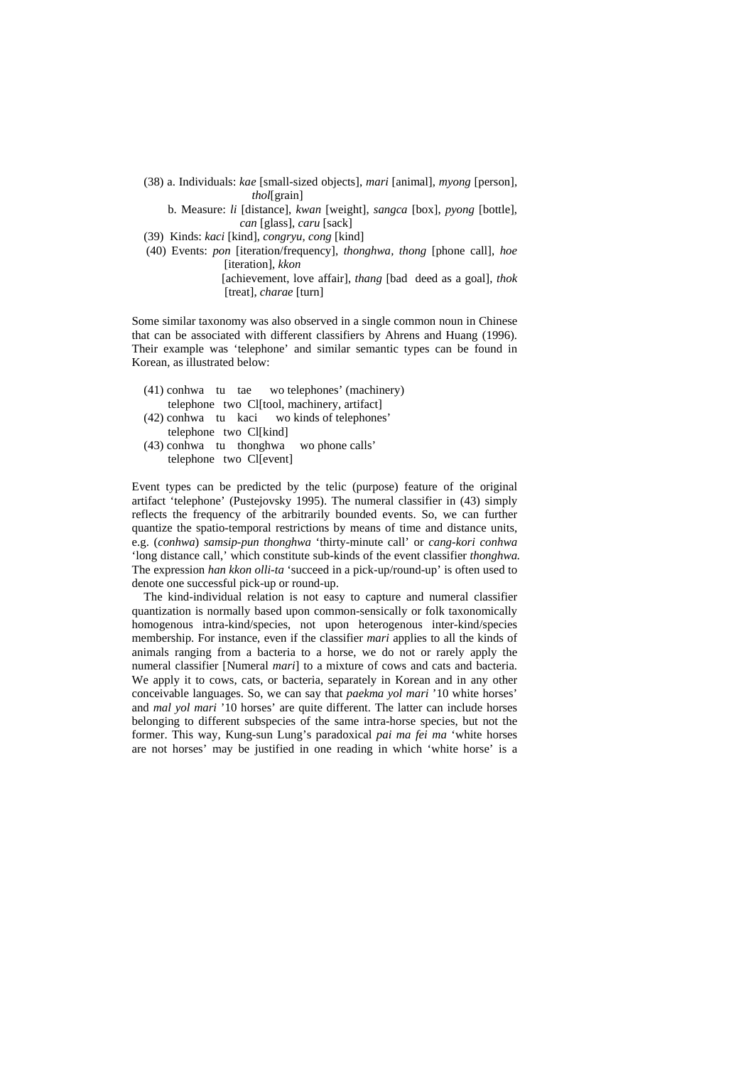(38) a. Individuals: *kae* [small-sized objects], *mari* [animal], *myong* [person], *thol*[grain]

b. Measure: *li* [distance], *kwan* [weight], *sangca* [box], *pyong* [bottle], *can* [glass], *caru* [sack]

(39) Kinds: *kaci* [kind], *congryu, cong* [kind]

(40) Events: *pon* [iteration/frequency], *thonghwa, thong* [phone call], *hoe* [iteration], *kkon* [achievement, love affair], *thang* [bad deed as a goal], *thok* [treat], *charae* [turn]

Some similar taxonomy was also observed in a single common noun in Chinese that can be associated with different classifiers by Ahrens and Huang (1996). Their example was 'telephone' and similar semantic types can be found in Korean, as illustrated below:

(41) conhwa tu tae wo telephones' (machinery)
telephone two Cl[tool, machinery, artifact]

(42) conhwa tu kaci wo kinds of telephones'
telephone two Cl[kind]

(43) conhwa tu thonghwa wo phone calls'
telephone two Cl[event]

Event types can be predicted by the telic (purpose) feature of the original artifact 'telephone' (Pustejovsky 1995). The numeral classifier in (43) simply reflects the frequency of the arbitrarily bounded events. So, we can further quantize the spatio-temporal restrictions by means of time and distance units, e.g. (*conhwa*) *samsip-pun thonghwa* 'thirty-minute call' or *cang-kori conhwa* 'long distance call,' which constitute sub-kinds of the event classifier *thonghwa.* The expression *han kkon olli-ta* 'succeed in a pick-up/round-up' is often used to denote one successful pick-up or round-up.

The kind-individual relation is not easy to capture and numeral classifier quantization is normally based upon common-sensically or folk taxonomically homogenous intra-kind/species, not upon heterogenous inter-kind/species membership. For instance, even if the classifier *mari* applies to all the kinds of animals ranging from a bacteria to a horse, we do not or rarely apply the numeral classifier [Numeral *mari*] to a mixture of cows and cats and bacteria. We apply it to cows, cats, or bacteria, separately in Korean and in any other conceivable languages. So, we can say that *paekma yol mari* '10 white horses' and *mal yol mari* '10 horses' are quite different. The latter can include horses belonging to different subspecies of the same intra-horse species, but not the former. This way, Kung-sun Lung's paradoxical *pai ma fei ma* 'white horses are not horses' may be justified in one reading in which 'white horse' is a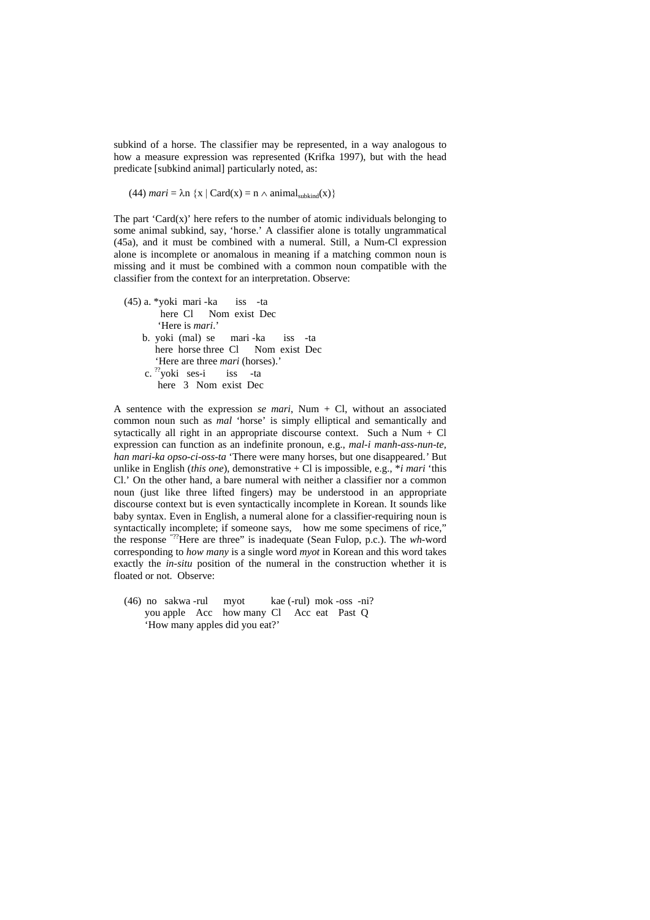subkind of a horse. The classifier may be represented, in a way analogous to how a measure expression was represented (Krifka 1997), but with the head predicate [subkind animal] particularly noted, as:

(44) *mari* = $\lambda n \{x \mid \text{Card}(x) = n \wedge \text{animal}_{\text{subkind}}(x)\}$

The part 'Card(x)' here refers to the number of atomic individuals belonging to some animal subkind, say, 'horse.' A classifier alone is totally ungrammatical (45a), and it must be combined with a numeral. Still, a Num-Cl expression alone is incomplete or anomalous in meaning if a matching common noun is missing and it must be combined with a common noun compatible with the classifier from the context for an interpretation. Observe:

(45) a. *yoki mari -ka iss -ta
here Cl Nom exist Dec
'Here is *mari*.'

b. yoki (mal) se mari -ka iss -ta
here horse three Cl Nom exist Dec
'Here are three *mari* (horses).'

c. ??yoki ses-i iss -ta
here 3 Nom exist Dec

A sentence with the expression *se mari*, Num + Cl, without an associated common noun such as *mal* 'horse' is simply elliptical and semantically and sytactically all right in an appropriate discourse context. Such a Num + Cl expression can function as an indefinite pronoun, e.g., *mal-i manh-ass-nun-te, han mari-ka opso-ci-oss-ta* 'There were many horses, but one disappeared.' But unlike in English (*this one*), demonstrative + Cl is impossible, e.g., **i mari* 'this Cl.' On the other hand, a bare numeral with neither a classifier nor a common noun (just like three lifted fingers) may be understood in an appropriate discourse context but is even syntactically incomplete in Korean. It sounds like baby syntax. Even in English, a numeral alone for a classifier-requiring noun is syntactically incomplete; if someone says, how me some specimens of rice," the response "??Here are three" is inadequate (Sean Fulop, p.c.). The *wh*-word corresponding to *how many* is a single word *myot* in Korean and this word takes exactly the *in-situ* position of the numeral in the construction whether it is floated or not. Observe:

(46) no sakwa -rul myot kae (-rul) mok -oss -ni?
you apple Acc how many Cl Acc eat Past Q
'How many apples did you eat?'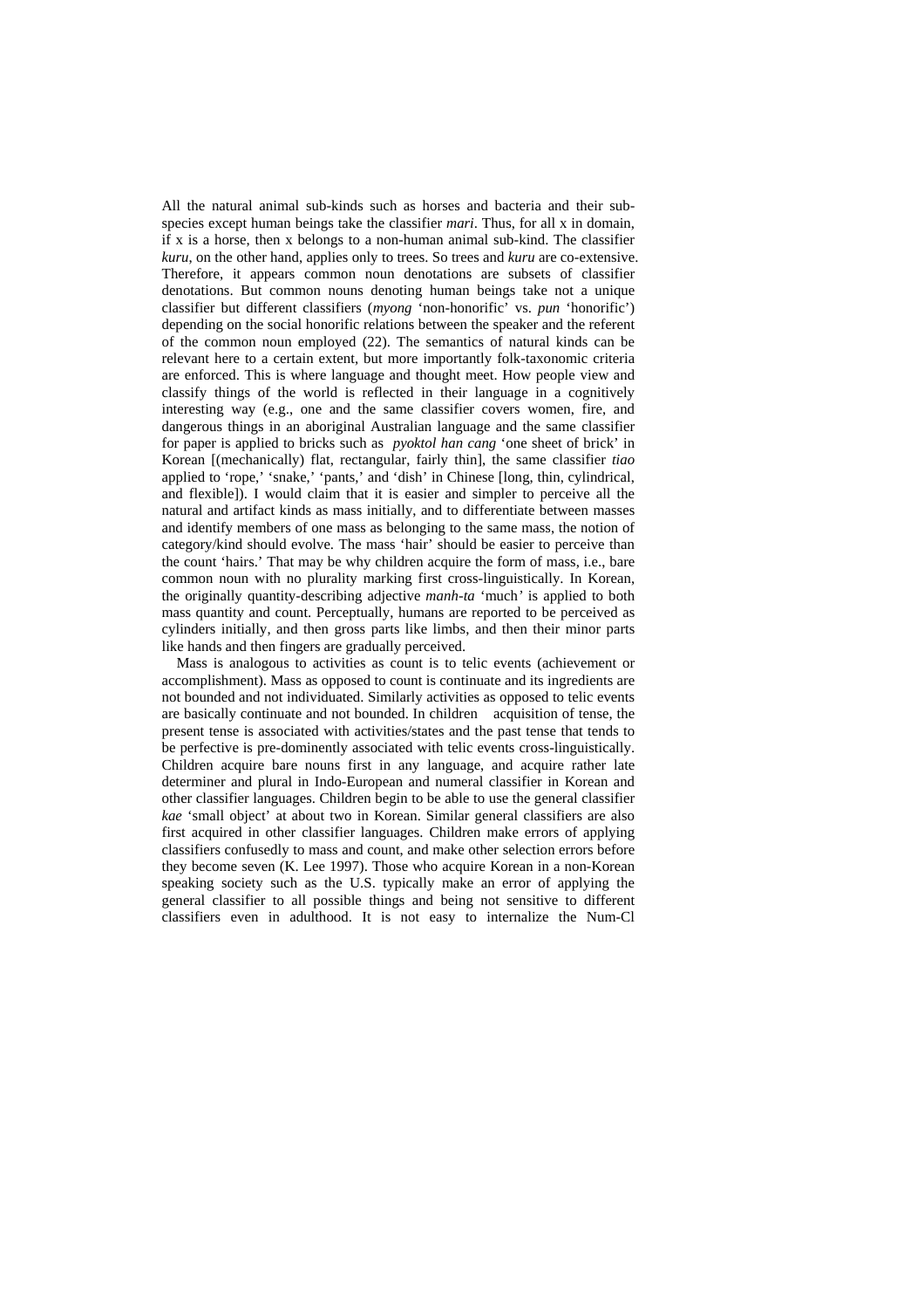All the natural animal sub-kinds such as horses and bacteria and their sub-species except human beings take the classifier *mari*. Thus, for all x in domain, if x is a horse, then x belongs to a non-human animal sub-kind. The classifier *kuru*, on the other hand, applies only to trees. So trees and *kuru* are co-extensive. Therefore, it appears common noun denotations are subsets of classifier denotations. But common nouns denoting human beings take not a unique classifier but different classifiers (*myong* 'non-honorific' vs. *pun* 'honorific') depending on the social honorific relations between the speaker and the referent of the common noun employed (22). The semantics of natural kinds can be relevant here to a certain extent, but more importantly folk-taxonomic criteria are enforced. This is where language and thought meet. How people view and classify things of the world is reflected in their language in a cognitively interesting way (e.g., one and the same classifier covers women, fire, and dangerous things in an aboriginal Australian language and the same classifier for paper is applied to bricks such as *pyoktol han cang* 'one sheet of brick' in Korean [(mechanically) flat, rectangular, fairly thin], the same classifier *tiao* applied to 'rope,' 'snake,' 'pants,' and 'dish' in Chinese [long, thin, cylindrical, and flexible]). I would claim that it is easier and simpler to perceive all the natural and artifact kinds as mass initially, and to differentiate between masses and identify members of one mass as belonging to the same mass, the notion of category/kind should evolve. The mass 'hair' should be easier to perceive than the count 'hairs.' That may be why children acquire the form of mass, i.e., bare common noun with no plurality marking first cross-linguistically. In Korean, the originally quantity-describing adjective *manh-ta* 'much' is applied to both mass quantity and count. Perceptually, humans are reported to be perceived as cylinders initially, and then gross parts like limbs, and then their minor parts like hands and then fingers are gradually perceived.

Mass is analogous to activities as count is to telic events (achievement or accomplishment). Mass as opposed to count is continuate and its ingredients are not bounded and not individuated. Similarly activities as opposed to telic events are basically continuate and not bounded. In children acquisition of tense, the present tense is associated with activities/states and the past tense that tends to be perfective is pre-dominently associated with telic events cross-linguistically. Children acquire bare nouns first in any language, and acquire rather late determiner and plural in Indo-European and numeral classifier in Korean and other classifier languages. Children begin to be able to use the general classifier *kae* 'small object' at about two in Korean. Similar general classifiers are also first acquired in other classifier languages. Children make errors of applying classifiers confusedly to mass and count, and make other selection errors before they become seven (K. Lee 1997). Those who acquire Korean in a non-Korean speaking society such as the U.S. typically make an error of applying the general classifier to all possible things and being not sensitive to different classifiers even in adulthood. It is not easy to internalize the Num-Cl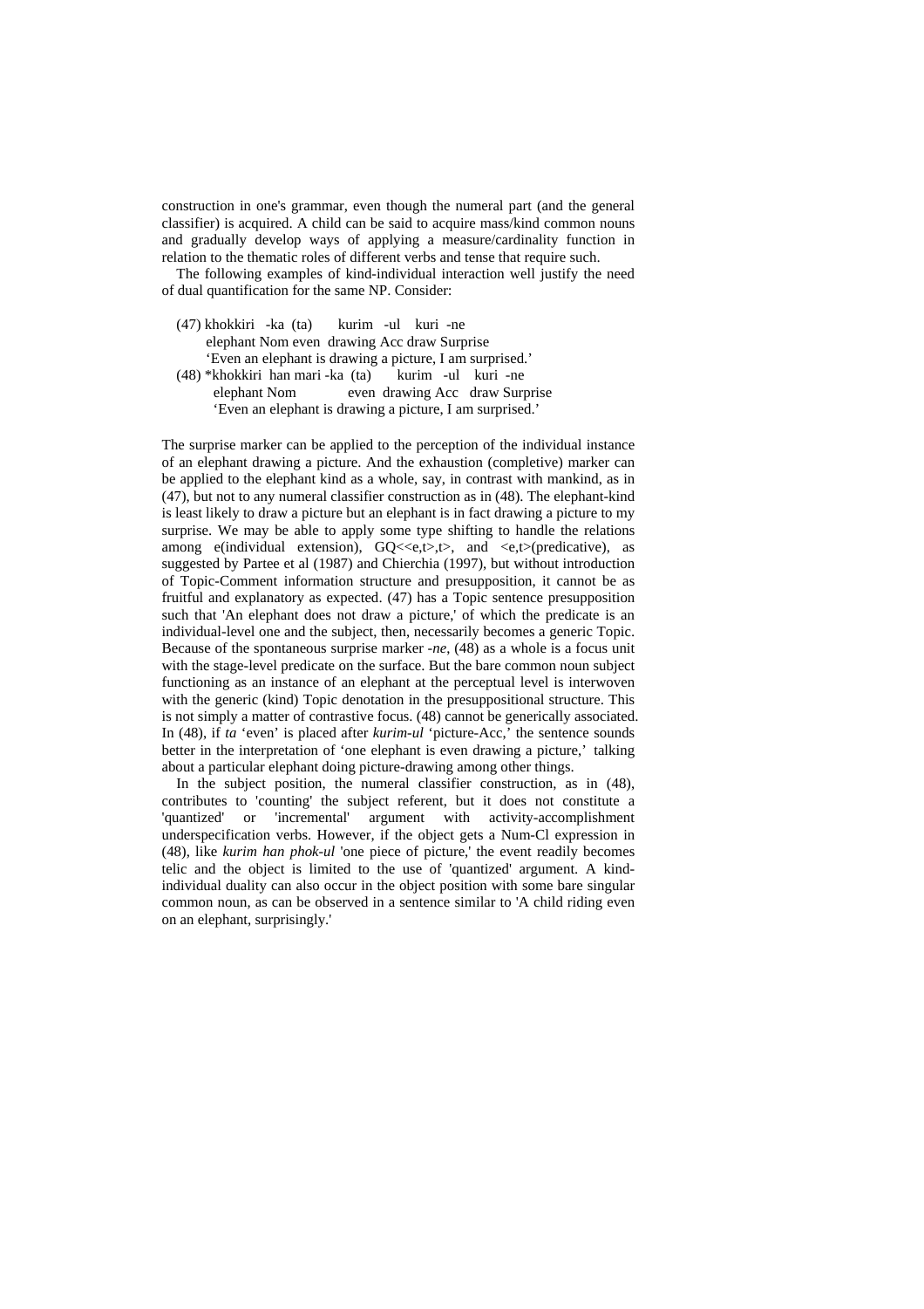construction in one's grammar, even though the numeral part (and the general classifier) is acquired. A child can be said to acquire mass/kind common nouns and gradually develop ways of applying a measure/cardinality function in relation to the thematic roles of different verbs and tense that require such.

The following examples of kind-individual interaction well justify the need of dual quantification for the same NP. Consider:

```
(47) khokkiri   -ka  (ta)      kurim   -ul    kuri  -ne
     elephant Nom even  drawing Acc draw Surprise
     'Even an elephant is drawing a picture, I am surprised.'
(48) *khokkiri  han mari -ka  (ta)      kurim   -ul    kuri  -ne
      elephant Nom            even  drawing Acc   draw Surprise
      'Even an elephant is drawing a picture, I am surprised.'
```

The surprise marker can be applied to the perception of the individual instance of an elephant drawing a picture. And the exhaustion (completive) marker can be applied to the elephant kind as a whole, say, in contrast with mankind, as in (47), but not to any numeral classifier construction as in (48). The elephant-kind is least likely to draw a picture but an elephant is in fact drawing a picture to my surprise. We may be able to apply some type shifting to handle the relations among e(individual extension), GQ<<e,t>,t>, and <e,t>(predicative), as suggested by Partee et al (1987) and Chierchia (1997), but without introduction of Topic-Comment information structure and presupposition, it cannot be as fruitful and explanatory as expected. (47) has a Topic sentence presupposition such that 'An elephant does not draw a picture,' of which the predicate is an individual-level one and the subject, then, necessarily becomes a generic Topic. Because of the spontaneous surprise marker *-ne*, (48) as a whole is a focus unit with the stage-level predicate on the surface. But the bare common noun subject functioning as an instance of an elephant at the perceptual level is interwoven with the generic (kind) Topic denotation in the presuppositional structure. This is not simply a matter of contrastive focus. (48) cannot be generically associated. In (48), if *ta* 'even' is placed after *kurim-ul* 'picture-Acc,' the sentence sounds better in the interpretation of 'one elephant is even drawing a picture,' talking about a particular elephant doing picture-drawing among other things.

In the subject position, the numeral classifier construction, as in (48), contributes to 'counting' the subject referent, but it does not constitute a 'quantized' or 'incremental' argument with activity-accomplishment underspecification verbs. However, if the object gets a Num-Cl expression in (48), like *kurim han phok-ul* 'one piece of picture,' the event readily becomes telic and the object is limited to the use of 'quantized' argument. A kind-individual duality can also occur in the object position with some bare singular common noun, as can be observed in a sentence similar to 'A child riding even on an elephant, surprisingly.'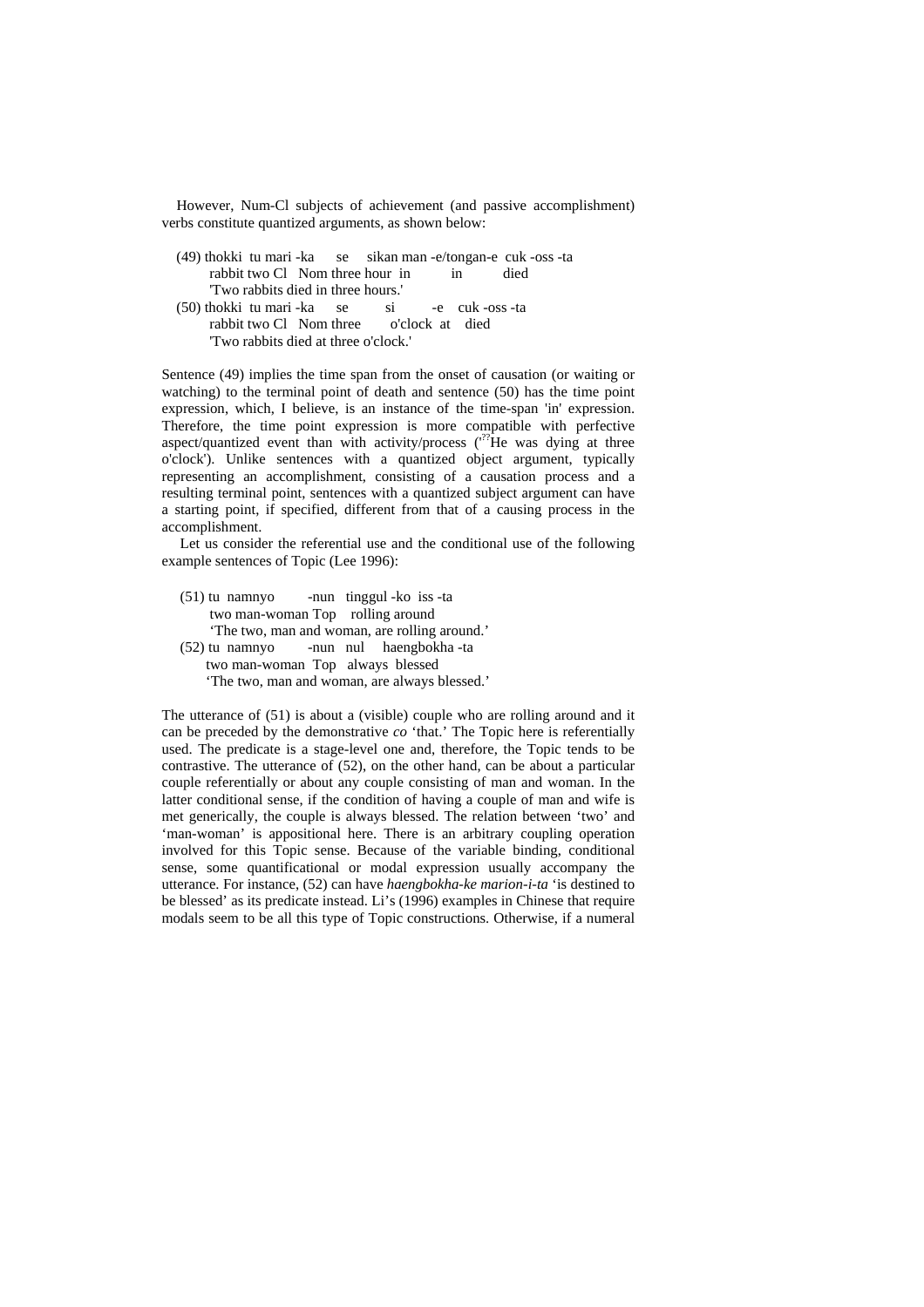However, Num-Cl subjects of achievement (and passive accomplishment) verbs constitute quantized arguments, as shown below:

(49) thokki tu mari -ka se sikan man -e/tongan-e cuk -oss -ta
 rabbit two Cl Nom three hour in in died
 'Two rabbits died in three hours.'

(50) thokki tu mari -ka se si -e cuk -oss -ta
 rabbit two Cl Nom three o'clock at died
 'Two rabbits died at three o'clock.'

Sentence (49) implies the time span from the onset of causation (or waiting or watching) to the terminal point of death and sentence (50) has the time point expression, which, I believe, is an instance of the time-span 'in' expression. Therefore, the time point expression is more compatible with perfective aspect/quantized event than with activity/process ('??He was dying at three o'clock'). Unlike sentences with a quantized object argument, typically representing an accomplishment, consisting of a causation process and a resulting terminal point, sentences with a quantized subject argument can have a starting point, if specified, different from that of a causing process in the accomplishment.

Let us consider the referential use and the conditional use of the following example sentences of Topic (Lee 1996):

(51) tu namnyo -nun tinggul -ko iss -ta
 two man-woman Top rolling around
 'The two, man and woman, are rolling around.'

(52) tu namnyo -nun nul haengbokha -ta
 two man-woman Top always blessed
 'The two, man and woman, are always blessed.'

The utterance of (51) is about a (visible) couple who are rolling around and it can be preceded by the demonstrative *co* 'that.' The Topic here is referentially used. The predicate is a stage-level one and, therefore, the Topic tends to be contrastive. The utterance of (52), on the other hand, can be about a particular couple referentially or about any couple consisting of man and woman. In the latter conditional sense, if the condition of having a couple of man and wife is met generically, the couple is always blessed. The relation between 'two' and 'man-woman' is appositional here. There is an arbitrary coupling operation involved for this Topic sense. Because of the variable binding, conditional sense, some quantificational or modal expression usually accompany the utterance. For instance, (52) can have *haengbokha-ke marion-i-ta* 'is destined to be blessed' as its predicate instead. Li's (1996) examples in Chinese that require modals seem to be all this type of Topic constructions. Otherwise, if a numeral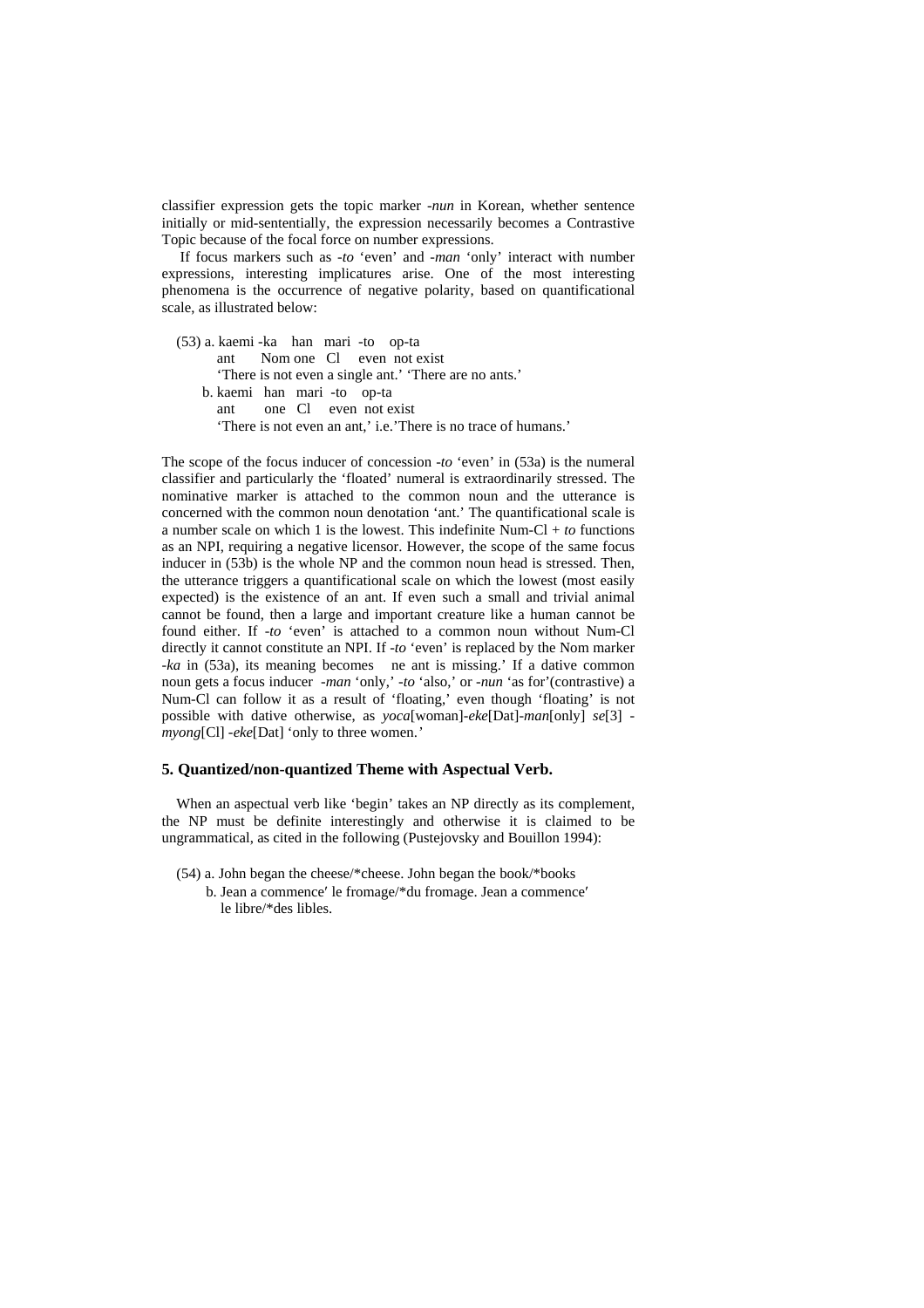classifier expression gets the topic marker *-nun* in Korean, whether sentence initially or mid-sententially, the expression necessarily becomes a Contrastive Topic because of the focal force on number expressions.

If focus markers such as *-to* 'even' and *-man* 'only' interact with number expressions, interesting implicatures arise. One of the most interesting phenomena is the occurrence of negative polarity, based on quantificational scale, as illustrated below:

(53) a. kaemi -ka han mari -to op-ta  
 ant Nom one Cl even not exist  
 'There is not even a single ant.' 'There are no ants.'  
 b. kaemi han mari -to op-ta  
 ant one Cl even not exist  
 'There is not even an ant,' i.e.'There is no trace of humans.'

The scope of the focus inducer of concession *-to* 'even' in (53a) is the numeral classifier and particularly the 'floated' numeral is extraordinarily stressed. The nominative marker is attached to the common noun and the utterance is concerned with the common noun denotation 'ant.' The quantificational scale is a number scale on which 1 is the lowest. This indefinite Num-Cl + *to* functions as an NPI, requiring a negative licensor. However, the scope of the same focus inducer in (53b) is the whole NP and the common noun head is stressed. Then, the utterance triggers a quantificational scale on which the lowest (most easily expected) is the existence of an ant. If even such a small and trivial animal cannot be found, then a large and important creature like a human cannot be found either. If *-to* 'even' is attached to a common noun without Num-Cl directly it cannot constitute an NPI. If *-to* 'even' is replaced by the Nom marker *-ka* in (53a), its meaning becomes ne ant is missing.' If a dative common noun gets a focus inducer *-man* 'only,' *-to* 'also,' or *-nun* 'as for'(contrastive) a Num-Cl can follow it as a result of 'floating,' even though 'floating' is not possible with dative otherwise, as *yoca*[woman]*-eke*[Dat]*-man*[only] *se*[3] *-myong*[Cl] *-eke*[Dat] 'only to three women.'

## 5. Quantized/non-quantized Theme with Aspectual Verb.

When an aspectual verb like 'begin' takes an NP directly as its complement, the NP must be definite interestingly and otherwise it is claimed to be ungrammatical, as cited in the following (Pustejovsky and Bouillon 1994):

(54) a. John began the cheese/*cheese. John began the book/*books  
 b. Jean a commence′ le fromage/*du fromage. Jean a commence′ le libre/*des libles.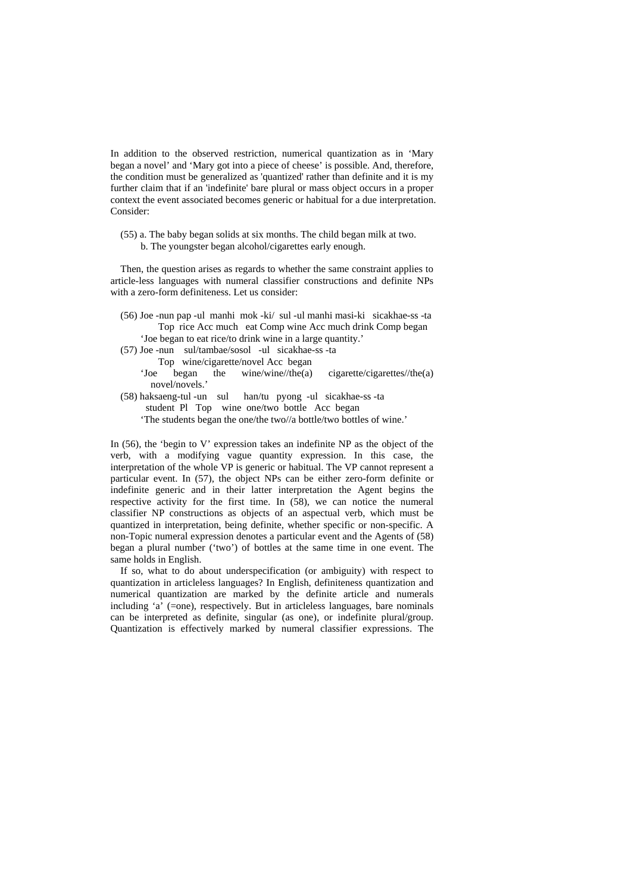In addition to the observed restriction, numerical quantization as in 'Mary began a novel' and 'Mary got into a piece of cheese' is possible. And, therefore, the condition must be generalized as 'quantized' rather than definite and it is my further claim that if an 'indefinite' bare plural or mass object occurs in a proper context the event associated becomes generic or habitual for a due interpretation. Consider:

(55) a. The baby began solids at six months. The child began milk at two.
     b. The youngster began alcohol/cigarettes early enough.

Then, the question arises as regards to whether the same constraint applies to article-less languages with numeral classifier constructions and definite NPs with a zero-form definiteness. Let us consider:

(56) Joe -nun pap -ul manhi mok -ki/ sul -ul manhi masi-ki sicakhae-ss -ta
        Top rice Acc much eat Comp wine Acc much drink Comp began
     'Joe began to eat rice/to drink wine in a large quantity.'

(57) Joe -nun sul/tambae/sosol -ul sicakhae-ss -ta
        Top wine/cigarette/novel Acc began
     'Joe began the wine/wine//the(a) cigarette/cigarettes//the(a) novel/novels.'

(58) haksaeng-tul -un sul han/tu pyong -ul sicakhae-ss -ta
     student Pl Top wine one/two bottle Acc began
     'The students began the one/the two//a bottle/two bottles of wine.'

In (56), the 'begin to V' expression takes an indefinite NP as the object of the verb, with a modifying vague quantity expression. In this case, the interpretation of the whole VP is generic or habitual. The VP cannot represent a particular event. In (57), the object NPs can be either zero-form definite or indefinite generic and in their latter interpretation the Agent begins the respective activity for the first time. In (58), we can notice the numeral classifier NP constructions as objects of an aspectual verb, which must be quantized in interpretation, being definite, whether specific or non-specific. A non-Topic numeral expression denotes a particular event and the Agents of (58) began a plural number ('two') of bottles at the same time in one event. The same holds in English.

If so, what to do about underspecification (or ambiguity) with respect to quantization in articleless languages? In English, definiteness quantization and numerical quantization are marked by the definite article and numerals including 'a' (=one), respectively. But in articleless languages, bare nominals can be interpreted as definite, singular (as one), or indefinite plural/group. Quantization is effectively marked by numeral classifier expressions. The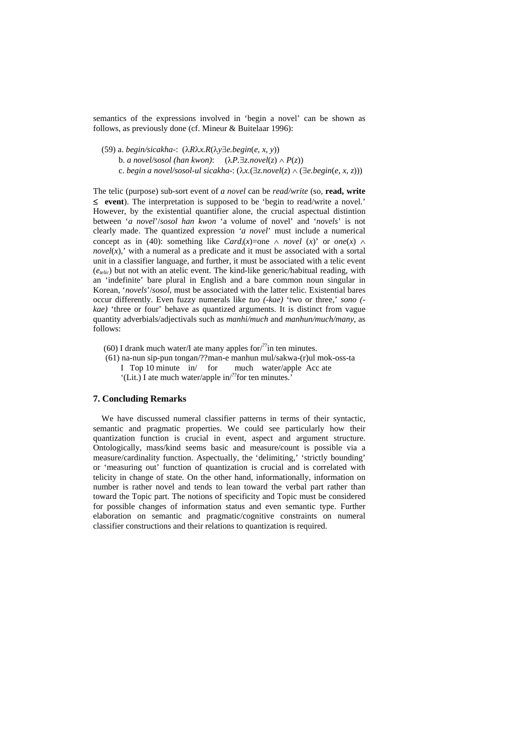semantics of the expressions involved in 'begin a novel' can be shown as follows, as previously done (cf. Mineur & Buitelaar 1996):

(59) a. *begin/sicakha-*: $(\lambda R \lambda x.R(\lambda y \exists e.begin(e, x, y))$

b. *a novel/sosol (han kwon)*: $(\lambda P.\exists z.novel(z) \wedge P(z))$

c. *begin a novel/sosol-ul sicakha-*: $(\lambda x.(\exists z.novel(z) \wedge (\exists e.begin(e, x, z)))$

The telic (purpose) sub-sort event of *a novel* can be *read/write* (so, **read, write ≤ event**). The interpretation is supposed to be 'begin to read/write a novel.' However, by the existential quantifier alone, the crucial aspectual distintion between '*a novel*'/*sosol han kwon* 'a volume of novel' and '*novels*' is not clearly made. The quantized expression '*a novel*' must include a numerical concept as in (40): something like $Card_i(x)$=one $\wedge$ *novel* $(x)$' or $one(x) \wedge novel(x)$,' with a numeral as a predicate and it must be associated with a sortal unit in a classifier language, and further, it must be associated with a telic event ($e_{telic}$) but not with an atelic event. The kind-like generic/habitual reading, with an 'indefinite' bare plural in English and a bare common noun singular in Korean, '*novels*'/*sosol*, must be associated with the latter telic. Existential bares occur differently. Even fuzzy numerals like *tuo (-kae)* 'two or three,' *sono (-kae)* 'three or four' behave as quantized arguments. It is distinct from vague quantity adverbials/adjectivals such as *manhi/much* and *manhun/much/many*, as follows:

(60) I drank much water/I ate many apples for/$^{??}$in ten minutes.

(61) na-nun sip-pun tongan/??man-e manhun mul/sakwa-(r)ul mok-oss-ta
I Top 10 minute in/ for much water/apple Acc ate
'(Lit.) I ate much water/apple in/$^{??}$for ten minutes.'

## 7. Concluding Remarks

We have discussed numeral classifier patterns in terms of their syntactic, semantic and pragmatic properties. We could see particularly how their quantization function is crucial in event, aspect and argument structure. Ontologically, mass/kind seems basic and measure/count is possible via a measure/cardinality function. Aspectually, the 'delimiting,' 'strictly bounding' or 'measuring out' function of quantization is crucial and is correlated with telicity in change of state. On the other hand, informationally, information on number is rather novel and tends to lean toward the verbal part rather than toward the Topic part. The notions of specificity and Topic must be considered for possible changes of information status and even semantic type. Further elaboration on semantic and pragmatic/cognitive constraints on numeral classifier constructions and their relations to quantization is required.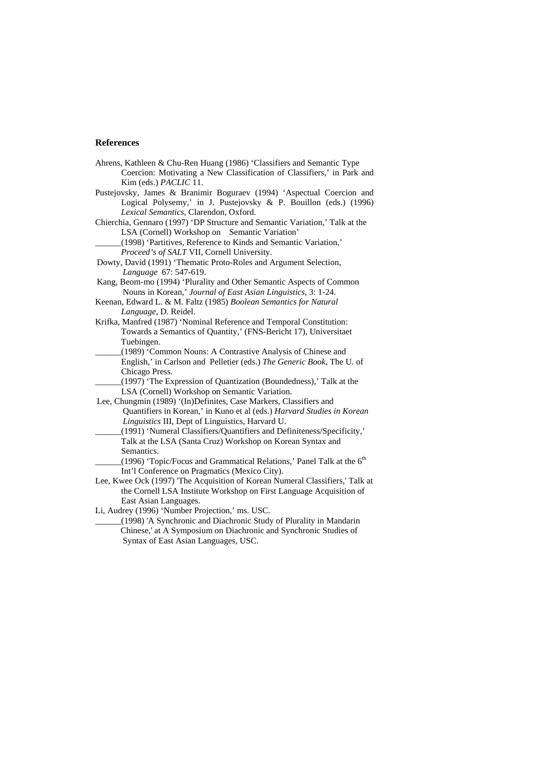## References

Ahrens, Kathleen & Chu-Ren Huang (1986) 'Classifiers and Semantic Type Coercion: Motivating a New Classification of Classifiers,' in Park and Kim (eds.) *PACLIC* 11.

Pustejovsky, James & Branimir Boguraev (1994) 'Aspectual Coercion and Logical Polysemy,' in J. Pustejovsky & P. Bouillon (eds.) (1996) *Lexical Semantics*, Clarendon, Oxford.

Chierchia, Gennaro (1997) 'DP Structure and Semantic Variation,' Talk at the LSA (Cornell) Workshop on Semantic Variation'

______(1998) 'Partitives, Reference to Kinds and Semantic Variation,' *Proceed's of SALT* VII, Cornell University.

Dowty, David (1991) 'Thematic Proto-Roles and Argument Selection, *Language* 67: 547-619.

Kang, Beom-mo (1994) 'Plurality and Other Semantic Aspects of Common Nouns in Korean,' *Journal of East Asian Linguistics*, 3: 1-24.

Keenan, Edward L. & M. Faltz (1985) *Boolean Semantics for Natural Language*, D. Reidel.

Krifka, Manfred (1987) 'Nominal Reference and Temporal Constitution: Towards a Semantics of Quantity,' (FNS-Bericht 17), Universitaet Tuebingen.

______(1989) 'Common Nouns: A Contrastive Analysis of Chinese and English,' in Carlson and Pelletier (eds.) *The Generic Book*, The U. of Chicago Press.

______(1997) 'The Expression of Quantization (Boundedness),' Talk at the LSA (Cornell) Workshop on Semantic Variation.

Lee, Chungmin (1989) '(In)Definites, Case Markers, Classifiers and Quantifiers in Korean,' in Kuno et al (eds.) *Harvard Studies in Korean Linguistics* III, Dept of Linguistics, Harvard U.

______(1991) 'Numeral Classifiers/Quantifiers and Definiteness/Specificity,' Talk at the LSA (Santa Cruz) Workshop on Korean Syntax and Semantics.

______(1996) 'Topic/Focus and Grammatical Relations,' Panel Talk at the 6th Int'l Conference on Pragmatics (Mexico City).

Lee, Kwee Ock (1997) 'The Acquisition of Korean Numeral Classifiers,' Talk at the Cornell LSA Institute Workshop on First Language Acquisition of East Asian Languages.

Li, Audrey (1996) 'Number Projection,' ms. USC.

______(1998) 'A Synchronic and Diachronic Study of Plurality in Mandarin Chinese,' at A Symposium on Diachronic and Synchronic Studies of Syntax of East Asian Languages, USC.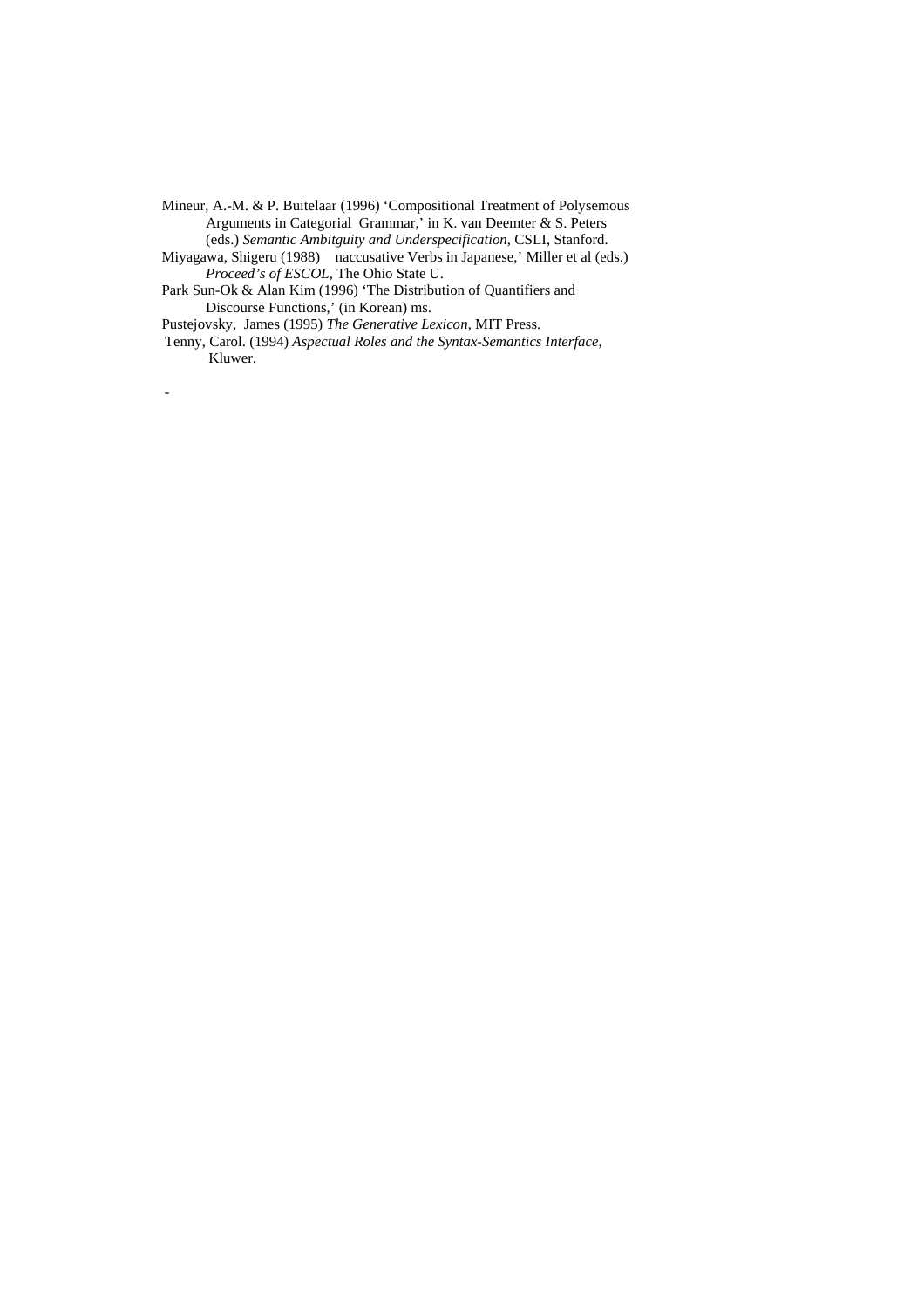Mineur, A.-M. & P. Buitelaar (1996) 'Compositional Treatment of Polysemous Arguments in Categorial Grammar,' in K. van Deemter & S. Peters (eds.) *Semantic Ambitguity and Underspecification*, CSLI, Stanford.

Miyagawa, Shigeru (1988) naccusative Verbs in Japanese,' Miller et al (eds.) *Proceed's of ESCOL*, The Ohio State U.

Park Sun-Ok & Alan Kim (1996) 'The Distribution of Quantifiers and Discourse Functions,' (in Korean) ms.

Pustejovsky, James (1995) *The Generative Lexicon*, MIT Press.

Tenny, Carol. (1994) *Aspectual Roles and the Syntax-Semantics Interface*, Kluwer.

-